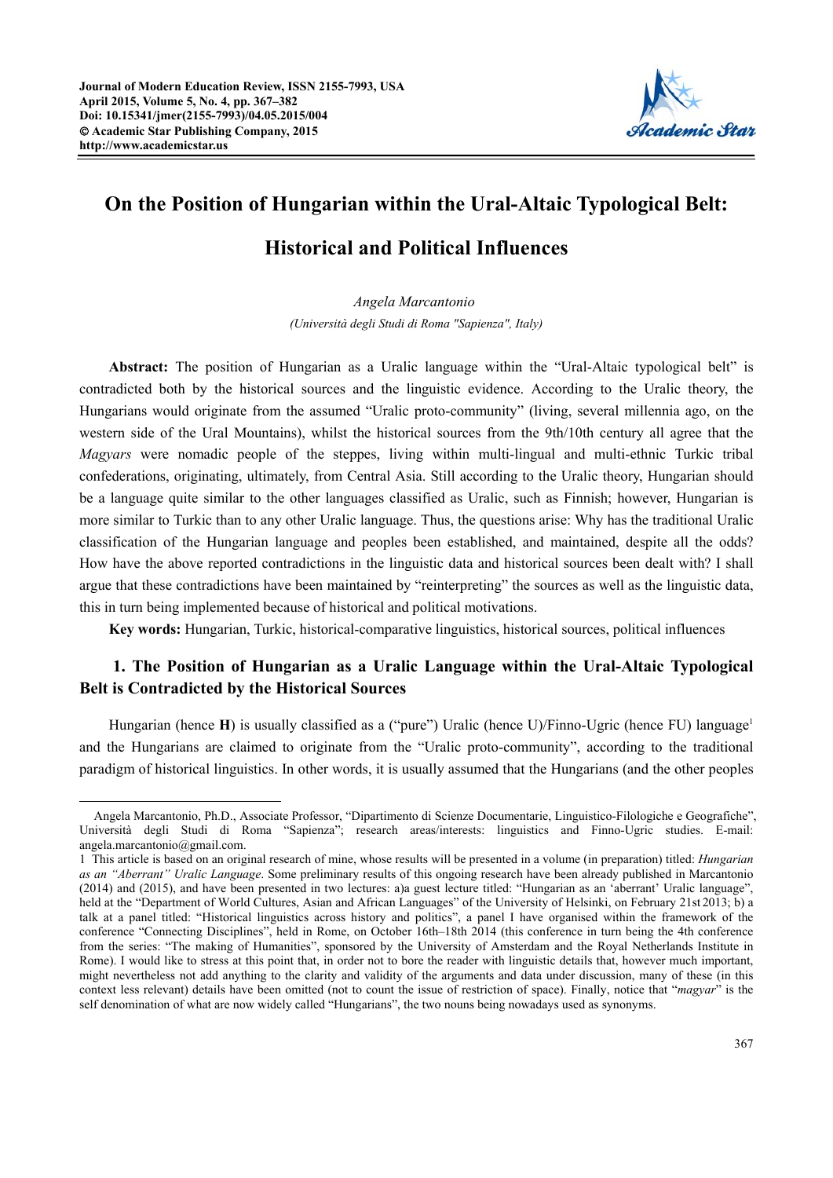# On the Position of Hungarian within the Ural-Altaic Typological Belt: Historical and Political Influences

*Angela Marcantonio*

*(Università degli Studi di Roma "Sapienza", Italy)*

**Abstract:** The position of Hungarian as a Uralic language within the "Ural-Altaic typological belt" is contradicted both by the historical sources and the linguistic evidence. According to the Uralic theory, the Hungarians would originate from the assumed "Uralic proto-community" (living, several millennia ago, on the western side of the Ural Mountains), whilst the historical sources from the 9th/10th century all agree that the *Magyars* were nomadic people of the steppes, living within multi-lingual and multi-ethnic Turkic tribal confederations, originating, ultimately, from Central Asia. Still according to the Uralic theory, Hungarian should be a language quite similar to the other languages classified as Uralic, such as Finnish; however, Hungarian is more similar to Turkic than to any other Uralic language. Thus, the questions arise: Why has the traditional Uralic classification of the Hungarian language and peoples been established, and maintained, despite all the odds? How have the above reported contradictions in the linguistic data and historical sources been dealt with? I shall argue that these contradictions have been maintained by "reinterpreting" the sources as well as the linguistic data, this in turn being implemented because of historical and political motivations.

**Key words:** Hungarian, Turkic, historical-comparative linguistics, historical sources, political influences

## 1. The Position of Hungarian as a Uralic Language within the Ural-Altaic Typological Belt is Contradicted by the Historical Sources

Hungarian (hence **H**) is usually classified as a ("pure") Uralic (hence U)/Finno-Ugric (hence FU) language[1] and the Hungarians are claimed to originate from the "Uralic proto-community", according to the traditional paradigm of historical linguistics. In other words, it is usually assumed that the Hungarians (and the other peoples

---

Angela Marcantonio, Ph.D., Associate Professor, "Dipartimento di Scienze Documentarie, Linguistico-Filologiche e Geografiche", Università degli Studi di Roma "Sapienza"; research areas/interests: linguistics and Finno-Ugric studies. E-mail: angela.marcantonio@gmail.com.

[1] This article is based on an original research of mine, whose results will be presented in a volume (in preparation) titled: *Hungarian as an "Aberrant" Uralic Language*. Some preliminary results of this ongoing research have been already published in Marcantonio (2014) and (2015), and have been presented in two lectures: a)a guest lecture titled: "Hungarian as an 'aberrant' Uralic language", held at the "Department of World Cultures, Asian and African Languages" of the University of Helsinki, on February 21st 2013; b) a talk at a panel titled: "Historical linguistics across history and politics", a panel I have organised within the framework of the conference "Connecting Disciplines", held in Rome, on October 16th–18th 2014 (this conference in turn being the 4th conference from the series: "The making of Humanities", sponsored by the University of Amsterdam and the Royal Netherlands Institute in Rome). I would like to stress at this point that, in order not to bore the reader with linguistic details that, however much important, might nevertheless not add anything to the clarity and validity of the arguments and data under discussion, many of these (in this context less relevant) details have been omitted (not to count the issue of restriction of space). Finally, notice that "*magyar*" is the self denomination of what are now widely called "Hungarians", the two nouns being nowadays used as synonyms.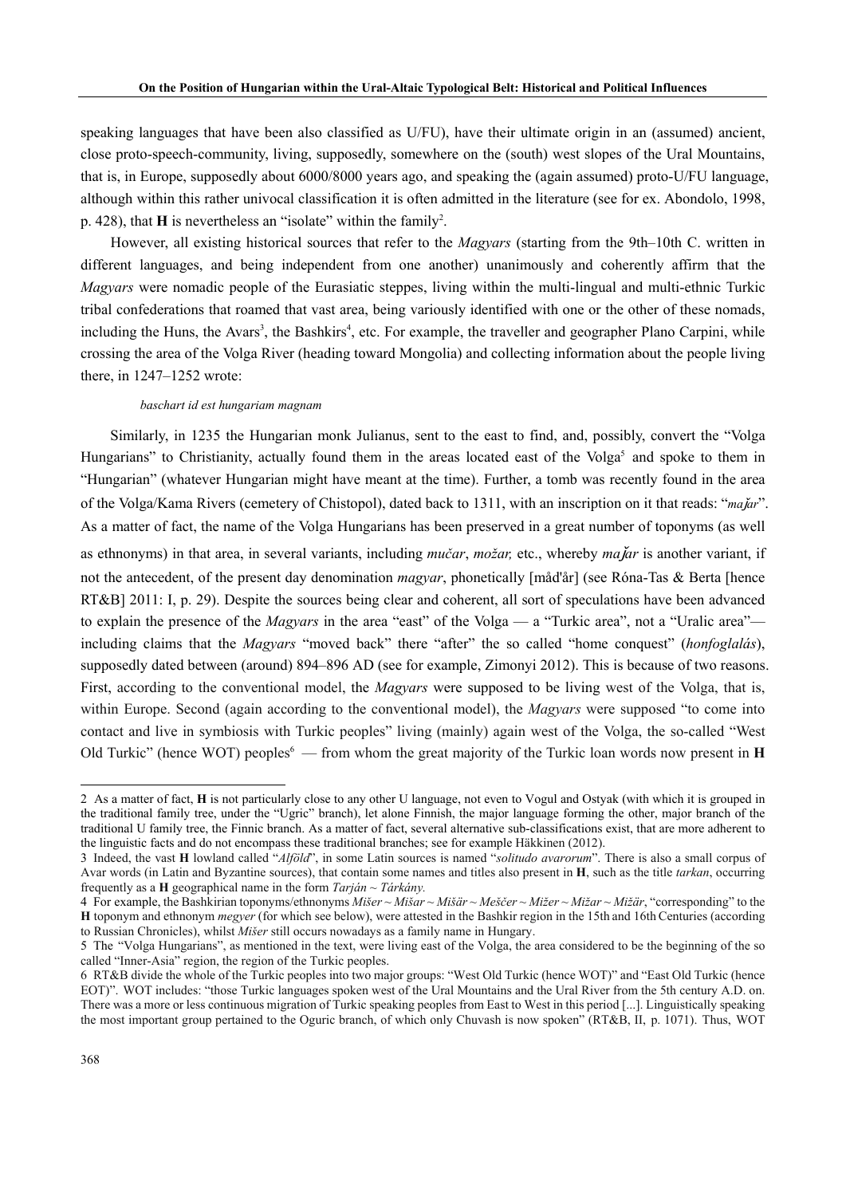speaking languages that have been also classified as U/FU), have their ultimate origin in an (assumed) ancient, close proto-speech-community, living, supposedly, somewhere on the (south) west slopes of the Ural Mountains, that is, in Europe, supposedly about 6000/8000 years ago, and speaking the (again assumed) proto-U/FU language, although within this rather univocal classification it is often admitted in the literature (see for ex. Abondolo, 1998, p. 428), that **H** is nevertheless an "isolate" within the family[2].

However, all existing historical sources that refer to the *Magyars* (starting from the 9th–10th C. written in different languages, and being independent from one another) unanimously and coherently affirm that the *Magyars* were nomadic people of the Eurasiatic steppes, living within the multi-lingual and multi-ethnic Turkic tribal confederations that roamed that vast area, being variously identified with one or the other of these nomads, including the Huns, the Avars[3], the Bashkirs[4], etc. For example, the traveller and geographer Plano Carpini, while crossing the area of the Volga River (heading toward Mongolia) and collecting information about the people living there, in 1247–1252 wrote:

*baschart id est hungariam magnam*

Similarly, in 1235 the Hungarian monk Julianus, sent to the east to find, and, possibly, convert the "Volga Hungarians" to Christianity, actually found them in the areas located east of the Volga[5] and spoke to them in "Hungarian" (whatever Hungarian might have meant at the time). Further, a tomb was recently found in the area of the Volga/Kama Rivers (cemetery of Chistopol), dated back to 1311, with an inscription on it that reads: "*maǰar*". As a matter of fact, the name of the Volga Hungarians has been preserved in a great number of toponyms (as well as ethnonyms) in that area, in several variants, including *mučar*, *možar,* etc., whereby *maǰar* is another variant, if not the antecedent, of the present day denomination *magyar*, phonetically [måd'år] (see Róna-Tas & Berta [hence RT&B] 2011: I, p. 29). Despite the sources being clear and coherent, all sort of speculations have been advanced to explain the presence of the *Magyars* in the area "east" of the Volga — a "Turkic area", not a "Uralic area"— including claims that the *Magyars* "moved back" there "after" the so called "home conquest" (*honfoglalás*), supposedly dated between (around) 894–896 AD (see for example, Zimonyi 2012). This is because of two reasons. First, according to the conventional model, the *Magyars* were supposed to be living west of the Volga, that is, within Europe. Second (again according to the conventional model), the *Magyars* were supposed "to come into contact and live in symbiosis with Turkic peoples" living (mainly) again west of the Volga, the so-called "West Old Turkic" (hence WOT) peoples[6] — from whom the great majority of the Turkic loan words now present in **H**

---

2 As a matter of fact, **H** is not particularly close to any other U language, not even to Vogul and Ostyak (with which it is grouped in the traditional family tree, under the "Ugric" branch), let alone Finnish, the major language forming the other, major branch of the traditional U family tree, the Finnic branch. As a matter of fact, several alternative sub-classifications exist, that are more adherent to the linguistic facts and do not encompass these traditional branches; see for example Häkkinen (2012).

3 Indeed, the vast **H** lowland called "*Alföld*", in some Latin sources is named "*solitudo avarorum*". There is also a small corpus of Avar words (in Latin and Byzantine sources), that contain some names and titles also present in **H**, such as the title *tarkan*, occurring frequently as a **H** geographical name in the form *Tarján* ~ *Tárkány.*

4 For example, the Bashkirian toponyms/ethnonyms *Mišer* ~ *Mišar* ~ *Mišär* ~ *Meščer* ~ *Mižer* ~ *Mižar* ~ *Mižär*, "corresponding" to the **H** toponym and ethnonym *megyer* (for which see below), were attested in the Bashkir region in the 15th and 16th Centuries (according to Russian Chronicles), whilst *Mišer* still occurs nowadays as a family name in Hungary.

5 The "Volga Hungarians", as mentioned in the text, were living east of the Volga, the area considered to be the beginning of the so called "Inner-Asia" region, the region of the Turkic peoples.

6 RT&B divide the whole of the Turkic peoples into two major groups: "West Old Turkic (hence WOT)" and "East Old Turkic (hence EOT)". WOT includes: "those Turkic languages spoken west of the Ural Mountains and the Ural River from the 5th century A.D. on. There was a more or less continuous migration of Turkic speaking peoples from East to West in this period [...]. Linguistically speaking the most important group pertained to the Oguric branch, of which only Chuvash is now spoken" (RT&B, II, p. 1071). Thus, WOT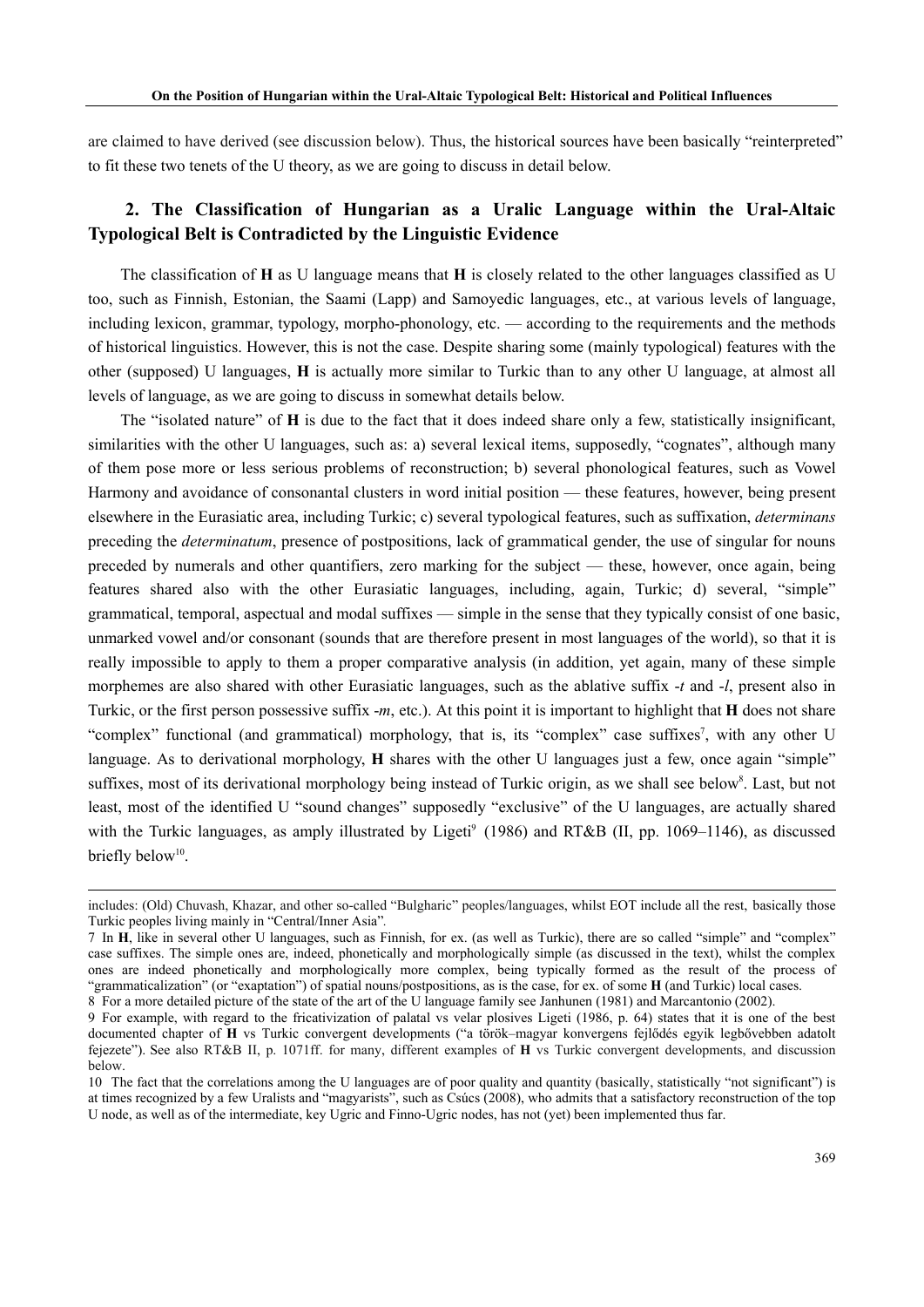are claimed to have derived (see discussion below). Thus, the historical sources have been basically "reinterpreted" to fit these two tenets of the U theory, as we are going to discuss in detail below.

## 2. The Classification of Hungarian as a Uralic Language within the Ural-Altaic Typological Belt is Contradicted by the Linguistic Evidence

The classification of **H** as U language means that **H** is closely related to the other languages classified as U too, such as Finnish, Estonian, the Saami (Lapp) and Samoyedic languages, etc., at various levels of language, including lexicon, grammar, typology, morpho-phonology, etc. — according to the requirements and the methods of historical linguistics. However, this is not the case. Despite sharing some (mainly typological) features with the other (supposed) U languages, **H** is actually more similar to Turkic than to any other U language, at almost all levels of language, as we are going to discuss in somewhat details below.

The "isolated nature" of **H** is due to the fact that it does indeed share only a few, statistically insignificant, similarities with the other U languages, such as: a) several lexical items, supposedly, "cognates", although many of them pose more or less serious problems of reconstruction; b) several phonological features, such as Vowel Harmony and avoidance of consonantal clusters in word initial position — these features, however, being present elsewhere in the Eurasiatic area, including Turkic; c) several typological features, such as suffixation, *determinans* preceding the *determinatum*, presence of postpositions, lack of grammatical gender, the use of singular for nouns preceded by numerals and other quantifiers, zero marking for the subject — these, however, once again, being features shared also with the other Eurasiatic languages, including, again, Turkic; d) several, "simple" grammatical, temporal, aspectual and modal suffixes — simple in the sense that they typically consist of one basic, unmarked vowel and/or consonant (sounds that are therefore present in most languages of the world), so that it is really impossible to apply to them a proper comparative analysis (in addition, yet again, many of these simple morphemes are also shared with other Eurasiatic languages, such as the ablative suffix *-t* and *-l*, present also in Turkic, or the first person possessive suffix *-m*, etc.). At this point it is important to highlight that **H** does not share "complex" functional (and grammatical) morphology, that is, its "complex" case suffixes[7], with any other U language. As to derivational morphology, **H** shares with the other U languages just a few, once again "simple" suffixes, most of its derivational morphology being instead of Turkic origin, as we shall see below[8]. Last, but not least, most of the identified U "sound changes" supposedly "exclusive" of the U languages, are actually shared with the Turkic languages, as amply illustrated by Ligeti[9] (1986) and RT&B (II, pp. 1069–1146), as discussed briefly below[10].

---

includes: (Old) Chuvash, Khazar, and other so-called "Bulgharic" peoples/languages, whilst EOT include all the rest, basically those Turkic peoples living mainly in "Central/Inner Asia".

7 In **H**, like in several other U languages, such as Finnish, for ex. (as well as Turkic), there are so called "simple" and "complex" case suffixes. The simple ones are, indeed, phonetically and morphologically simple (as discussed in the text), whilst the complex ones are indeed phonetically and morphologically more complex, being typically formed as the result of the process of "grammaticalization" (or "exaptation") of spatial nouns/postpositions, as is the case, for ex. of some **H** (and Turkic) local cases.

8 For a more detailed picture of the state of the art of the U language family see Janhunen (1981) and Marcantonio (2002).

9 For example, with regard to the fricativization of palatal vs velar plosives Ligeti (1986, p. 64) states that it is one of the best documented chapter of **H** vs Turkic convergent developments ("a török–magyar konvergens fejlődés egyik legbővebben adatolt fejezete"). See also RT&B II, p. 1071ff. for many, different examples of **H** vs Turkic convergent developments, and discussion below.

10 The fact that the correlations among the U languages are of poor quality and quantity (basically, statistically "not significant") is at times recognized by a few Uralists and "magyarists", such as Csúcs (2008), who admits that a satisfactory reconstruction of the top U node, as well as of the intermediate, key Ugric and Finno-Ugric nodes, has not (yet) been implemented thus far.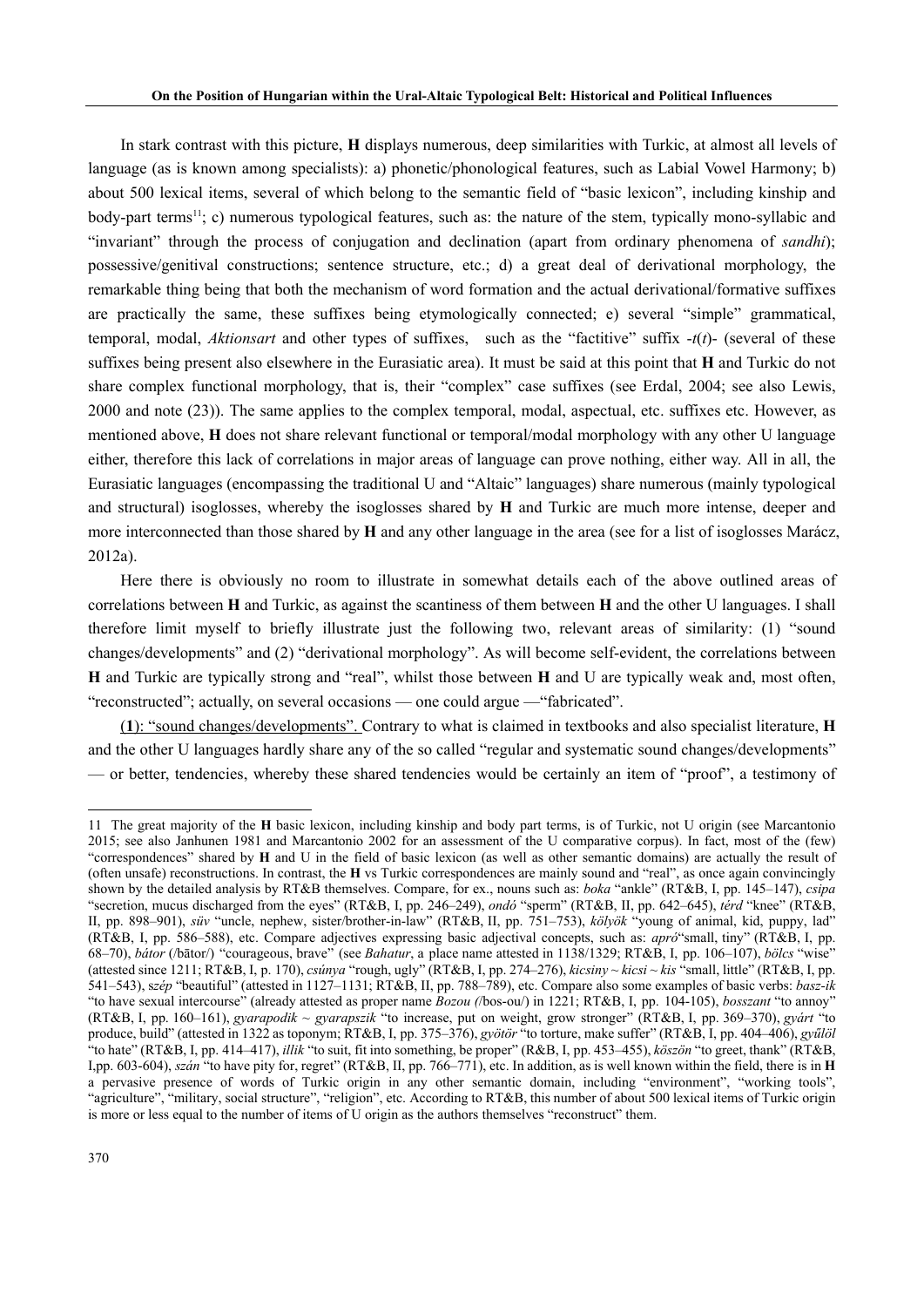In stark contrast with this picture, **H** displays numerous, deep similarities with Turkic, at almost all levels of language (as is known among specialists): a) phonetic/phonological features, such as Labial Vowel Harmony; b) about 500 lexical items, several of which belong to the semantic field of "basic lexicon", including kinship and body-part terms[11]; c) numerous typological features, such as: the nature of the stem, typically mono-syllabic and "invariant" through the process of conjugation and declination (apart from ordinary phenomena of *sandhi*); possessive/genitival constructions; sentence structure, etc.; d) a great deal of derivational morphology, the remarkable thing being that both the mechanism of word formation and the actual derivational/formative suffixes are practically the same, these suffixes being etymologically connected; e) several "simple" grammatical, temporal, modal, *Aktionsart* and other types of suffixes, such as the "factitive" suffix -*t*(*t*)- (several of these suffixes being present also elsewhere in the Eurasiatic area). It must be said at this point that **H** and Turkic do not share complex functional morphology, that is, their "complex" case suffixes (see Erdal, 2004; see also Lewis, 2000 and note (23)). The same applies to the complex temporal, modal, aspectual, etc. suffixes etc. However, as mentioned above, **H** does not share relevant functional or temporal/modal morphology with any other U language either, therefore this lack of correlations in major areas of language can prove nothing, either way. All in all, the Eurasiatic languages (encompassing the traditional U and "Altaic" languages) share numerous (mainly typological and structural) isoglosses, whereby the isoglosses shared by **H** and Turkic are much more intense, deeper and more interconnected than those shared by **H** and any other language in the area (see for a list of isoglosses Marácz, 2012a).

Here there is obviously no room to illustrate in somewhat details each of the above outlined areas of correlations between **H** and Turkic, as against the scantiness of them between **H** and the other U languages. I shall therefore limit myself to briefly illustrate just the following two, relevant areas of similarity: (1) "sound changes/developments" and (2) "derivational morphology". As will become self-evident, the correlations between **H** and Turkic are typically strong and "real", whilst those between **H** and U are typically weak and, most often, "reconstructed"; actually, on several occasions — one could argue —"fabricated".

(**1**): "sound changes/developments". Contrary to what is claimed in textbooks and also specialist literature, **H** and the other U languages hardly share any of the so called "regular and systematic sound changes/developments" — or better, tendencies, whereby these shared tendencies would be certainly an item of "proof", a testimony of

---

11 The great majority of the **H** basic lexicon, including kinship and body part terms, is of Turkic, not U origin (see Marcantonio 2015; see also Janhunen 1981 and Marcantonio 2002 for an assessment of the U comparative corpus). In fact, most of the (few) "correspondences" shared by **H** and U in the field of basic lexicon (as well as other semantic domains) are actually the result of (often unsafe) reconstructions. In contrast, the **H** vs Turkic correspondences are mainly sound and "real", as once again convincingly shown by the detailed analysis by RT&B themselves. Compare, for ex., nouns such as: *boka* "ankle" (RT&B, I, pp. 145–147), *csipa* "secretion, mucus discharged from the eyes" (RT&B, I, pp. 246–249), *ondó* "sperm" (RT&B, II, pp. 642–645), *térd* "knee" (RT&B, II, pp. 898–901), *süv* "uncle, nephew, sister/brother-in-law" (RT&B, II, pp. 751–753), *kölyök* "young of animal, kid, puppy, lad" (RT&B, I, pp. 586–588), etc. Compare adjectives expressing basic adjectival concepts, such as: *apró*"small, tiny" (RT&B, I, pp. 68–70), *bátor* (/bātor/) "courageous, brave" (see *Bahatur*, a place name attested in 1138/1329; RT&B, I, pp. 106–107), *bölcs* "wise" (attested since 1211; RT&B, I, p. 170), *csúnya* "rough, ugly" (RT&B, I, pp. 274–276), *kicsiny* ~ *kicsi* ~ *kis* "small, little" (RT&B, I, pp. 541–543), s*zép* "beautiful" (attested in 1127–1131; RT&B, II, pp. 788–789), etc. Compare also some examples of basic verbs: *basz-ik* "to have sexual intercourse" (already attested as proper name *Bozou (*/bos-ou/) in 1221; RT&B, I, pp. 104-105), *bosszant* "to annoy" (RT&B, I, pp. 160–161), *gyarapodik* ~ *gyarapszik* "to increase, put on weight, grow stronger" (RT&B, I, pp. 369–370), *gyárt* "to produce, build" (attested in 1322 as toponym; RT&B, I, pp. 375–376), *gyötör* "to torture, make suffer" (RT&B, I, pp. 404–406), *gyűlöl* "to hate" (RT&B, I, pp. 414–417), *illik* "to suit, fit into something, be proper" (R&B, I, pp. 453–455), *köszön* "to greet, thank" (RT&B, I,pp. 603-604), *szán* "to have pity for, regret" (RT&B, II, pp. 766–771), etc. In addition, as is well known within the field, there is in **H** a pervasive presence of words of Turkic origin in any other semantic domain, including "environment", "working tools", "agriculture", "military, social structure", "religion", etc. According to RT&B, this number of about 500 lexical items of Turkic origin is more or less equal to the number of items of U origin as the authors themselves "reconstruct" them.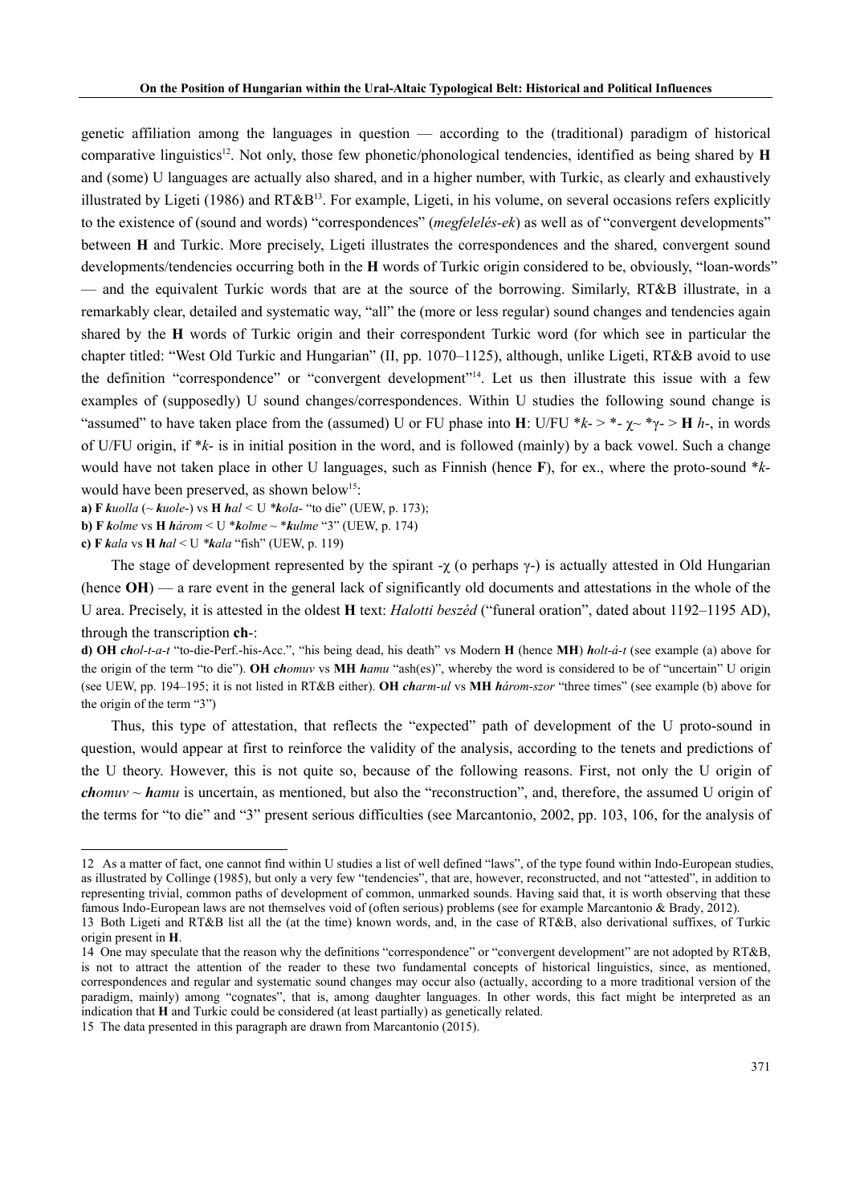genetic affiliation among the languages in question — according to the (traditional) paradigm of historical comparative linguistics[12]. Not only, those few phonetic/phonological tendencies, identified as being shared by **H** and (some) U languages are actually also shared, and in a higher number, with Turkic, as clearly and exhaustively illustrated by Ligeti (1986) and RT&B[13]. For example, Ligeti, in his volume, on several occasions refers explicitly to the existence of (sound and words) "correspondences" (*megfelelés-ek*) as well as of "convergent developments" between **H** and Turkic. More precisely, Ligeti illustrates the correspondences and the shared, convergent sound developments/tendencies occurring both in the **H** words of Turkic origin considered to be, obviously, "loan-words" — and the equivalent Turkic words that are at the source of the borrowing. Similarly, RT&B illustrate, in a remarkably clear, detailed and systematic way, "all" the (more or less regular) sound changes and tendencies again shared by the **H** words of Turkic origin and their correspondent Turkic word (for which see in particular the chapter titled: "West Old Turkic and Hungarian" (II, pp. 1070–1125), although, unlike Ligeti, RT&B avoid to use the definition "correspondence" or "convergent development"[14]. Let us then illustrate this issue with a few examples of (supposedly) U sound changes/correspondences. Within U studies the following sound change is "assumed" to have taken place from the (assumed) U or FU phase into **H**: U/FU \**k*- > \*- χ~ \*γ- > **H** *h*-, in words of U/FU origin, if \**k*- is in initial position in the word, and is followed (mainly) by a back vowel. Such a change would have not taken place in other U languages, such as Finnish (hence **F**), for ex., where the proto-sound \**k*- would have been preserved, as shown below[15]:

**a) F** ***k****uolla* (~ ***k****uole*-) vs **H** ***h****al* < U *\****k****ola*- "to die" (UEW, p. 173);
**b) F** ***k****olme* vs **H** ***h****árom* < U \****k****olme* ~ \****k****ulme* "3" (UEW, p. 174)
**c) F** ***k****ala* vs **H** ***h****al* < U *\****k****ala* "fish" (UEW, p. 119)

The stage of development represented by the spirant -χ (o perhaps γ-) is actually attested in Old Hungarian (hence **OH**) — a rare event in the general lack of significantly old documents and attestations in the whole of the U area. Precisely, it is attested in the oldest **H** text: *Halotti beszéd* ("funeral oration", dated about 1192–1195 AD), through the transcription **ch**-:

**d) OH** ***ch****ol-t-a-t* "to-die-Perf.-his-Acc.", "his being dead, his death" vs Modern **H** (hence **MH**) ***h****olt-á-t* (see example (a) above for the origin of the term "to die"). **OH** ***ch****omuv* vs **MH** ***h****amu* "ash(es)", whereby the word is considered to be of "uncertain" U origin (see UEW, pp. 194–195; it is not listed in RT&B either). **OH** ***ch****arm-ul* vs **MH** ***h****árom-szor* "three times" (see example (b) above for the origin of the term "3")

Thus, this type of attestation, that reflects the "expected" path of development of the U proto-sound in question, would appear at first to reinforce the validity of the analysis, according to the tenets and predictions of the U theory. However, this is not quite so, because of the following reasons. First, not only the U origin of ***ch****omuv* ~ ***h****amu* is uncertain, as mentioned, but also the "reconstruction", and, therefore, the assumed U origin of the terms for "to die" and "3" present serious difficulties (see Marcantonio, 2002, pp. 103, 106, for the analysis of

---

12 As a matter of fact, one cannot find within U studies a list of well defined "laws", of the type found within Indo-European studies, as illustrated by Collinge (1985), but only a very few "tendencies", that are, however, reconstructed, and not "attested", in addition to representing trivial, common paths of development of common, unmarked sounds. Having said that, it is worth observing that these famous Indo-European laws are not themselves void of (often serious) problems (see for example Marcantonio & Brady, 2012).

13 Both Ligeti and RT&B list all the (at the time) known words, and, in the case of RT&B, also derivational suffixes, of Turkic origin present in **H**.

14 One may speculate that the reason why the definitions "correspondence" or "convergent development" are not adopted by RT&B, is not to attract the attention of the reader to these two fundamental concepts of historical linguistics, since, as mentioned, correspondences and regular and systematic sound changes may occur also (actually, according to a more traditional version of the paradigm, mainly) among "cognates", that is, among daughter languages. In other words, this fact might be interpreted as an indication that **H** and Turkic could be considered (at least partially) as genetically related.

15 The data presented in this paragraph are drawn from Marcantonio (2015).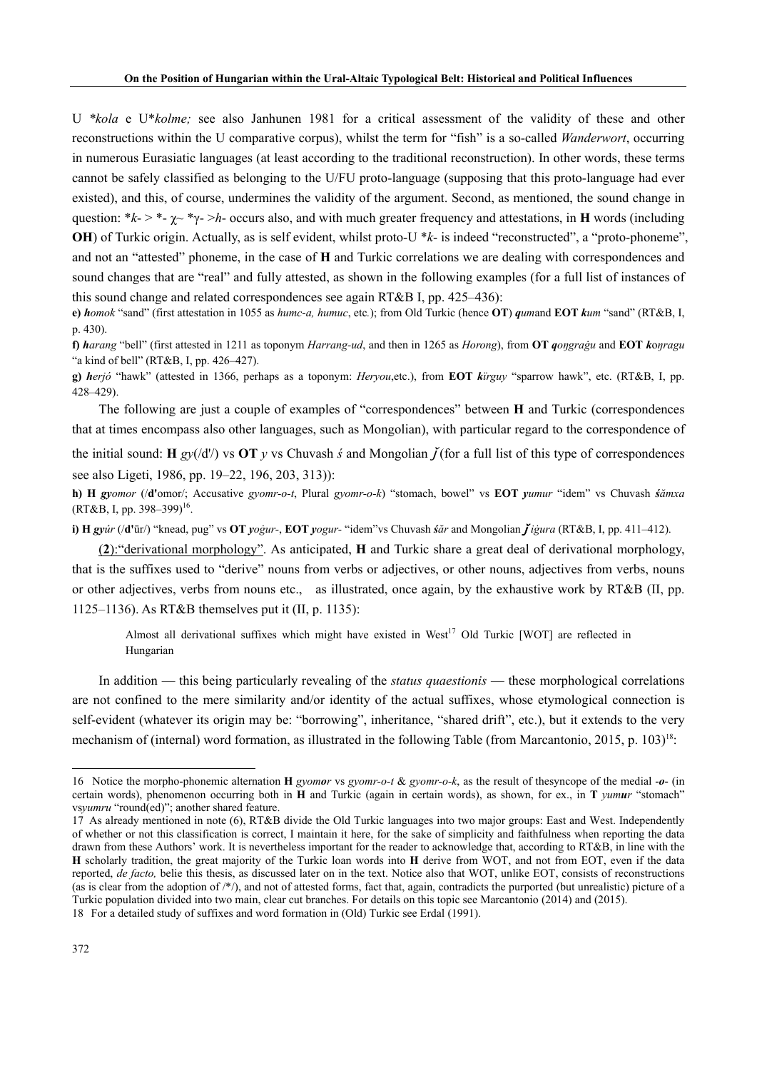U *\*kola* e U\**kolme;* see also Janhunen 1981 for a critical assessment of the validity of these and other reconstructions within the U comparative corpus), whilst the term for "fish" is a so-called *Wanderwort*, occurring in numerous Eurasiatic languages (at least according to the traditional reconstruction). In other words, these terms cannot be safely classified as belonging to the U/FU proto-language (supposing that this proto-language had ever existed), and this, of course, undermines the validity of the argument. Second, as mentioned, the sound change in question: \**k*- > \*- χ~ \*γ- >*h*- occurs also, and with much greater frequency and attestations, in **H** words (including **OH**) of Turkic origin. Actually, as is self evident, whilst proto-U \**k*- is indeed "reconstructed", a "proto-phoneme", and not an "attested" phoneme, in the case of **H** and Turkic correlations we are dealing with correspondences and sound changes that are "real" and fully attested, as shown in the following examples (for a full list of instances of this sound change and related correspondences see again RT&B I, pp. 425–436):

**e)** ***h****omok* "sand" (first attestation in 1055 as *humc-a, humuc*, etc.); from Old Turkic (hence **OT**) ***q****um*and **EOT** ***k****um* "sand" (RT&B, I, p. 430).

**f)** ***h****arang* "bell" (first attested in 1211 as toponym *Harrang-ud*, and then in 1265 as *Horong*), from **OT** ***q****oŋraġu* and **EOT** ***k****oŋragu* "a kind of bell" (RT&B, I, pp. 426–427).

**g)** ***h****erjó* "hawk" (attested in 1366, perhaps as a toponym: *Heryou*,etc.), from **EOT** ***k****ïrguy* "sparrow hawk", etc. (RT&B, I, pp. 428–429).

The following are just a couple of examples of "correspondences" between **H** and Turkic (correspondences that at times encompass also other languages, such as Mongolian), with particular regard to the correspondence of the initial sound: **H** *gy*(/d'/) vs **OT** *y* vs Chuvash *ś* and Mongolian *ǰ* (for a full list of this type of correspondences see also Ligeti, 1986, pp. 19–22, 196, 203, 313)):

**h) H** ***gy****omor* (/**d'**omor/; Accusative *gyomr-o-t*, Plural *gyomr-o-k*) "stomach, bowel" vs **EOT** ***y****umur* "idem" vs Chuvash ***ś****ămxa* (RT&B, I, pp. 398–399)[16].

**i) H** ***gy****úr* (/**d'**ūr/) "knead, pug" vs **OT** ***y****oġur*-, **EOT** ***y****ogur*- "idem"vs Chuvash ***ś****ăr* and Mongolian ***ǰ****iġura* (RT&B, I, pp. 411–412).

(**2**):"derivational morphology". As anticipated, **H** and Turkic share a great deal of derivational morphology, that is the suffixes used to "derive" nouns from verbs or adjectives, or other nouns, adjectives from verbs, nouns or other adjectives, verbs from nouns etc., as illustrated, once again, by the exhaustive work by RT&B (II, pp. 1125–1136). As RT&B themselves put it (II, p. 1135):

> Almost all derivational suffixes which might have existed in West[17] Old Turkic [WOT] are reflected in Hungarian

In addition — this being particularly revealing of the *status quaestionis* — these morphological correlations are not confined to the mere similarity and/or identity of the actual suffixes, whose etymological connection is self-evident (whatever its origin may be: "borrowing", inheritance, "shared drift", etc.), but it extends to the very mechanism of (internal) word formation, as illustrated in the following Table (from Marcantonio, 2015, p. 103)[18]:

---

16 Notice the morpho-phonemic alternation **H** *gyom**o**r* vs *gyomr-o-t* & *gyomr-o-k*, as the result of thesyncope of the medial -***o***- (in certain words), phenomenon occurring both in **H** and Turkic (again in certain words), as shown, for ex., in **T** *yum**u**r* "stomach" vs*yumru* "round(ed)"; another shared feature.

17 As already mentioned in note (6), RT&B divide the Old Turkic languages into two major groups: East and West. Independently of whether or not this classification is correct, I maintain it here, for the sake of simplicity and faithfulness when reporting the data drawn from these Authors' work. It is nevertheless important for the reader to acknowledge that, according to RT&B, in line with the **H** scholarly tradition, the great majority of the Turkic loan words into **H** derive from WOT, and not from EOT, even if the data reported, *de facto,* belie this thesis, as discussed later on in the text. Notice also that WOT, unlike EOT, consists of reconstructions (as is clear from the adoption of /\*/), and not of attested forms, fact that, again, contradicts the purported (but unrealistic) picture of a Turkic population divided into two main, clear cut branches. For details on this topic see Marcantonio (2014) and (2015).

18 For a detailed study of suffixes and word formation in (Old) Turkic see Erdal (1991).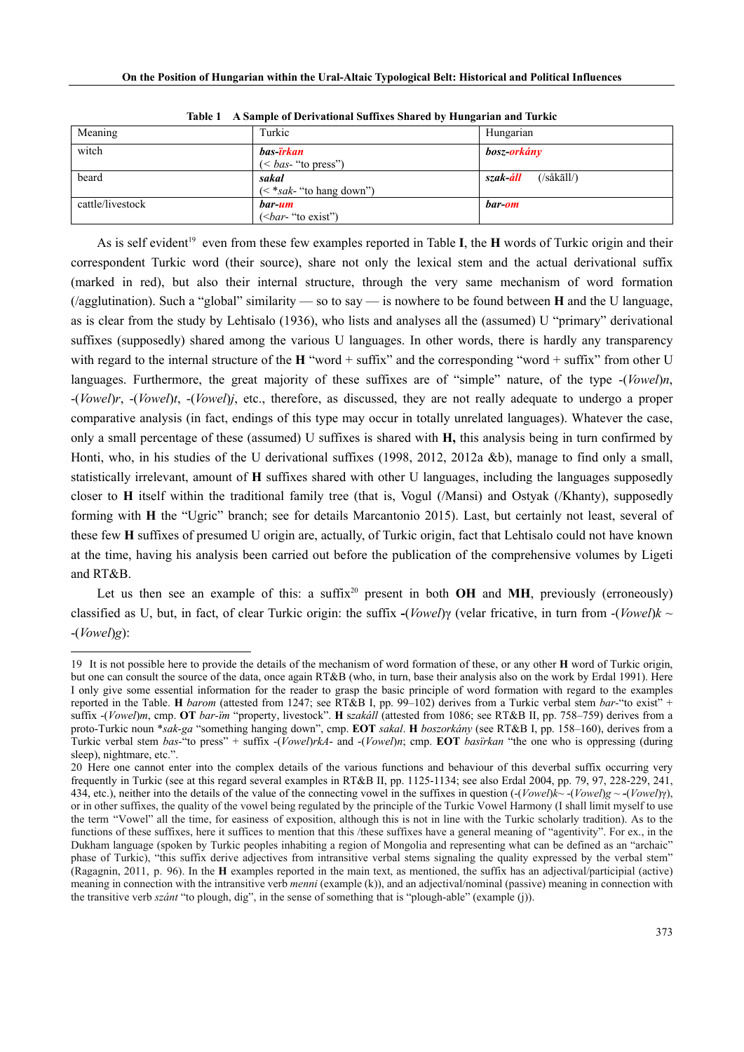**Table 1 A Sample of Derivational Suffixes Shared by Hungarian and Turkic**

| Meaning | Turkic | Hungarian |
|---|---|---|
| witch | ***bas-ïrkan*** (< *bas-* "to press") | ***bosz-orkány*** |
| beard | ***sakal*** (< \**sak-* "to hang down") | ***szak-áll*** (/såkāll/) |
| cattle/livestock | ***bar-um*** (<*bar-* "to exist") | ***bar-om*** |

As is self evident[19] even from these few examples reported in Table **I**, the **H** words of Turkic origin and their correspondent Turkic word (their source), share not only the lexical stem and the actual derivational suffix (marked in red), but also their internal structure, through the very same mechanism of word formation (/agglutination). Such a "global" similarity — so to say — is nowhere to be found between **H** and the U language, as is clear from the study by Lehtisalo (1936), who lists and analyses all the (assumed) U "primary" derivational suffixes (supposedly) shared among the various U languages. In other words, there is hardly any transparency with regard to the internal structure of the **H** "word + suffix" and the corresponding "word + suffix" from other U languages. Furthermore, the great majority of these suffixes are of "simple" nature, of the type -(*Vowel*)*n*, -(*Vowel*)*r*, -(*Vowel*)*t*, -(*Vowel*)*j*, etc., therefore, as discussed, they are not really adequate to undergo a proper comparative analysis (in fact, endings of this type may occur in totally unrelated languages). Whatever the case, only a small percentage of these (assumed) U suffixes is shared with **H,** this analysis being in turn confirmed by Honti, who, in his studies of the U derivational suffixes (1998, 2012, 2012a &b), manage to find only a small, statistically irrelevant, amount of **H** suffixes shared with other U languages, including the languages supposedly closer to **H** itself within the traditional family tree (that is, Vogul (/Mansi) and Ostyak (/Khanty), supposedly forming with **H** the "Ugric" branch; see for details Marcantonio 2015). Last, but certainly not least, several of these few **H** suffixes of presumed U origin are, actually, of Turkic origin, fact that Lehtisalo could not have known at the time, having his analysis been carried out before the publication of the comprehensive volumes by Ligeti and RT&B.

Let us then see an example of this: a suffix[20] present in both **OH** and **MH**, previously (erroneously) classified as U, but, in fact, of clear Turkic origin: the suffix **-**(*Vowel*)*γ* (velar fricative, in turn from -(*Vowel*)*k* ~ -(*Vowel*)*g*):

---

19 It is not possible here to provide the details of the mechanism of word formation of these, or any other **H** word of Turkic origin, but one can consult the source of the data, once again RT&B (who, in turn, base their analysis also on the work by Erdal 1991). Here I only give some essential information for the reader to grasp the basic principle of word formation with regard to the examples reported in the Table. **H** *barom* (attested from 1247; see RT&B I, pp. 99–102) derives from a Turkic verbal stem *bar*-"to exist" + suffix -(*Vowel*)*m*, cmp. **OT** *bar-ïm* "property, livestock". **H** *szakáll* (attested from 1086; see RT&B II, pp. 758–759) derives from a proto-Turkic noun \**sak-ga* "something hanging down", cmp. **EOT** *sakal*. **H** *boszorkány* (see RT&B I, pp. 158–160), derives from a Turkic verbal stem *bas*-"to press" + suffix -(*Vowel*)*rkA*- and -(*Vowel*)*n*; cmp. **EOT** *basïrkan* "the one who is oppressing (during sleep), nightmare, etc.".

20 Here one cannot enter into the complex details of the various functions and behaviour of this deverbal suffix occurring very frequently in Turkic (see at this regard several examples in RT&B II, pp. 1125-1134; see also Erdal 2004, pp. 79, 97, 228-229, 241, 434, etc.), neither into the details of the value of the connecting vowel in the suffixes in question (-(*Vowel*)*k*~ -(*Vowel*)*g* ~ -(*Vowel*)*γ*), or in other suffixes, the quality of the vowel being regulated by the principle of the Turkic Vowel Harmony (I shall limit myself to use the term "Vowel" all the time, for easiness of exposition, although this is not in line with the Turkic scholarly tradition). As to the functions of these suffixes, here it suffices to mention that this /these suffixes have a general meaning of "agentivity". For ex., in the Dukham language (spoken by Turkic peoples inhabiting a region of Mongolia and representing what can be defined as an "archaic" phase of Turkic), "this suffix derive adjectives from intransitive verbal stems signaling the quality expressed by the verbal stem" (Ragagnin, 2011, p. 96). In the **H** examples reported in the main text, as mentioned, the suffix has an adjectival/participial (active) meaning in connection with the intransitive verb *menni* (example (k)), and an adjectival/nominal (passive) meaning in connection with the transitive verb *szánt* "to plough, dig", in the sense of something that is "plough-able" (example (j)).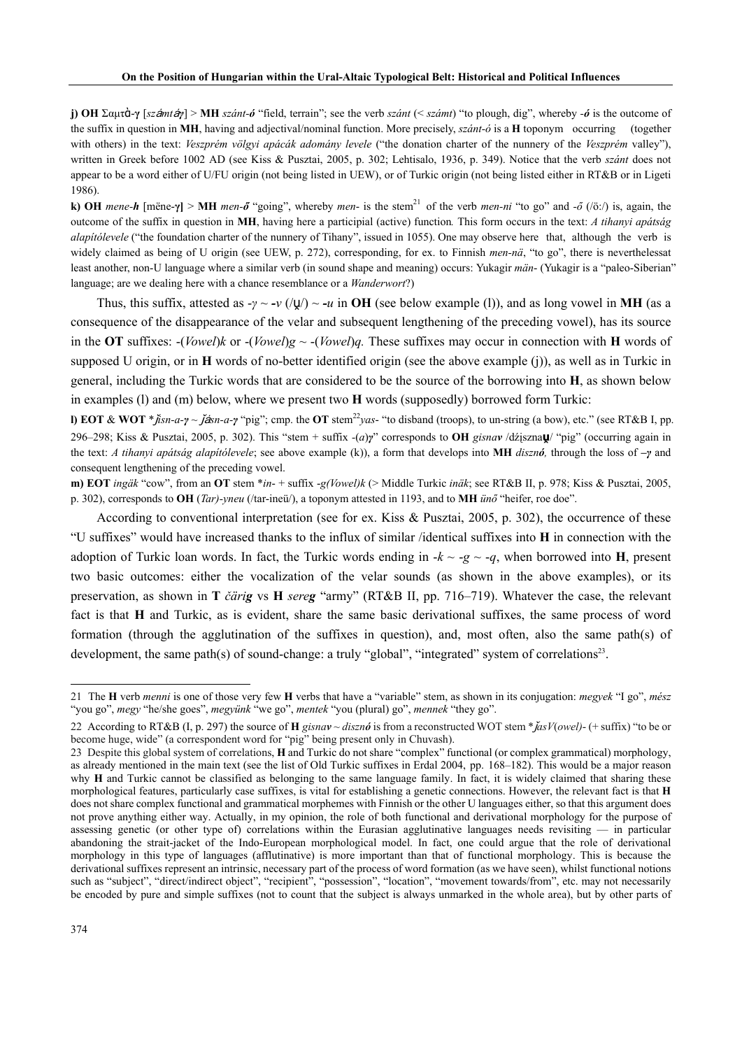**j) OH** Σαμτὰ-γ [*szắmtắγ*] > **MH** *szánt-ó* "field, terrain"; see the verb *szánt* (< *számt*) "to plough, dig", whereby *-ó* is the outcome of the suffix in question in **MH**, having and adjectival/nominal function. More precisely, *szánt-ó* is a **H** toponym occurring (together with others) in the text: *Veszprém völgyi apácák adomány levele* ("the donation charter of the nunnery of the *Veszprém* valley"), written in Greek before 1002 AD (see Kiss & Pusztai, 2005, p. 302; Lehtisalo, 1936, p. 349). Notice that the verb *szánt* does not appear to be a word either of U/FU origin (not being listed in UEW), or of Turkic origin (not being listed either in RT&B or in Ligeti 1986).

**k) OH** *mene-h* [mëne-γ] > **MH** *men-ő* "going", whereby *men-* is the stem[21] of the verb *men-ni* "to go" and *-ő* (/ö:/) is, again, the outcome of the suffix in question in **MH**, having here a participial (active) function*.* This form occurs in the text: *A tihanyi apátság alapítólevele* ("the foundation charter of the nunnery of Tihany", issued in 1055). One may observe here that, although the verb is widely claimed as being of U origin (see UEW, p. 272), corresponding, for ex. to Finnish *men-nä*, "to go", there is nevertheless at least another, non-U language where a similar verb (in sound shape and meaning) occurs: Yukagir *män-* (Yukagir is a "paleo-Siberian" language; are we dealing here with a chance resemblance or a *Wanderwort*?)

Thus, this suffix, attested as *-γ* ~ *-v* (/ṵ/) ~ *-u* in **OH** (see below example (l)), and as long vowel in **MH** (as a consequence of the disappearance of the velar and subsequent lengthening of the preceding vowel), has its source in the **OT** suffixes: *-*(*Vowel*)*k* or *-*(*Vowel*)*g* ~ *-*(*Vowel*)*q.* These suffixes may occur in connection with **H** words of supposed U origin, or in **H** words of no-better identified origin (see the above example (j)), as well as in Turkic in general, including the Turkic words that are considered to be the source of the borrowing into **H**, as shown below in examples (l) and (m) below, where we present two **H** words (supposedly) borrowed form Turkic:

**l) EOT** & **WOT** **ǰ*ïsn-a-γ* ~ *ǰ́ásn-a-γ* "pig"; cmp. the **OT** stem[22] *yas-* "to disband (troops), to un-string (a bow), etc." (see RT&B I, pp. 296–298; Kiss & Pusztai, 2005, p. 302). This "stem + suffix *-*(*a*)*γ*" corresponds to **OH** *gisnav* /dźịsznaṵ/ "pig" (occurring again in the text: *A tihanyi apátság alapítólevele*; see above example (k)), a form that develops into **MH** *disznó,* through the loss of *–γ* and consequent lengthening of the preceding vowel.

**m) EOT** *ingäk* "cow", from an **OT** stem **in-* + suffix *-g(Vowel)k* (> Middle Turkic *inäk*; see RT&B II, p. 978; Kiss & Pusztai, 2005, p. 302), corresponds to **OH** (*Tar)-yneu* (/tar-ineü/), a toponym attested in 1193, and to **MH** *ünő* "heifer, roe doe".

According to conventional interpretation (see for ex. Kiss & Pusztai, 2005, p. 302), the occurrence of these "U suffixes" would have increased thanks to the influx of similar /identical suffixes into **H** in connection with the adoption of Turkic loan words. In fact, the Turkic words ending in *-k* ~ *-g* ~ *-q*, when borrowed into **H**, present two basic outcomes: either the vocalization of the velar sounds (as shown in the above examples), or its preservation, as shown in **T** *čäri**g*** vs **H** *sere**g*** "army" (RT&B II, pp. 716–719). Whatever the case, the relevant fact is that **H** and Turkic, as is evident, share the same basic derivational suffixes, the same process of word formation (through the agglutination of the suffixes in question), and, most often, also the same path(s) of development, the same path(s) of sound-change: a truly "global", "integrated" system of correlations[23].

---

21 The **H** verb *menni* is one of those very few **H** verbs that have a "variable" stem, as shown in its conjugation: *megyek* "I go", *mész* "you go", *megy* "he/she goes", *megyünk* "we go", *mentek* "you (plural) go", *mennek* "they go".

22 According to RT&B (I, p. 297) the source of **H** *gisnav* ~ *disznó* is from a reconstructed WOT stem **ǰasV*(*owel*)*-* (+ suffix) "to be or become huge, wide" (a correspondent word for "pig" being present only in Chuvash).

23 Despite this global system of correlations, **H** and Turkic do not share "complex" functional (or complex grammatical) morphology, as already mentioned in the main text (see the list of Old Turkic suffixes in Erdal 2004, pp. 168–182). This would be a major reason why **H** and Turkic cannot be classified as belonging to the same language family. In fact, it is widely claimed that sharing these morphological features, particularly case suffixes, is vital for establishing a genetic connections. However, the relevant fact is that **H** does not share complex functional and grammatical morphemes with Finnish or the other U languages either, so that this argument does not prove anything either way. Actually, in my opinion, the role of both functional and derivational morphology for the purpose of assessing genetic (or other type of) correlations within the Eurasian agglutinative languages needs revisiting — in particular abandoning the strait-jacket of the Indo-European morphological model. In fact, one could argue that the role of derivational morphology in this type of languages (afflutinative) is more important than that of functional morphology. This is because the derivational suffixes represent an intrinsic, necessary part of the process of word formation (as we have seen), whilst functional notions such as "subject", "direct/indirect object", "recipient", "possession", "location", "movement towards/from", etc. may not necessarily be encoded by pure and simple suffixes (not to count that the subject is always unmarked in the whole area), but by other parts of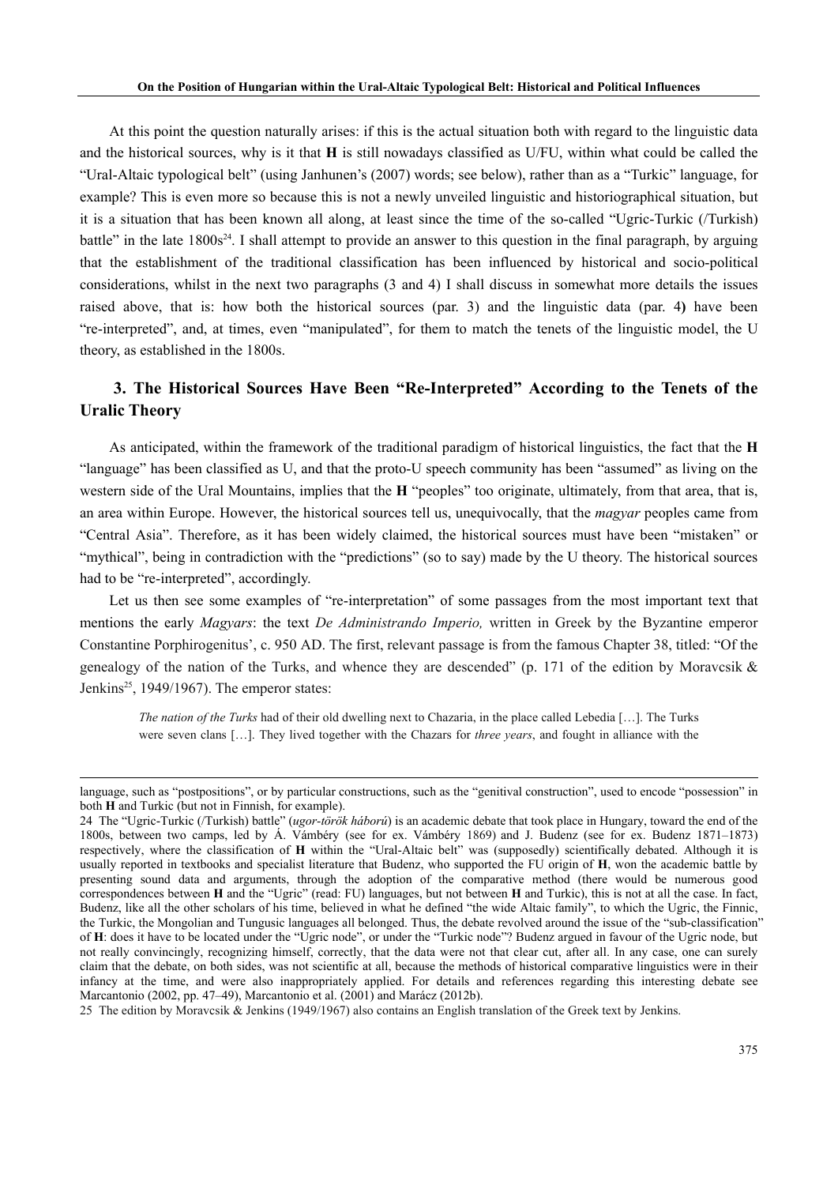At this point the question naturally arises: if this is the actual situation both with regard to the linguistic data and the historical sources, why is it that **H** is still nowadays classified as U/FU, within what could be called the "Ural-Altaic typological belt" (using Janhunen's (2007) words; see below), rather than as a "Turkic" language, for example? This is even more so because this is not a newly unveiled linguistic and historiographical situation, but it is a situation that has been known all along, at least since the time of the so-called "Ugric-Turkic (/Turkish) battle" in the late 1800s[24]. I shall attempt to provide an answer to this question in the final paragraph, by arguing that the establishment of the traditional classification has been influenced by historical and socio-political considerations, whilst in the next two paragraphs (3 and 4) I shall discuss in somewhat more details the issues raised above, that is: how both the historical sources (par. 3) and the linguistic data (par. 4**)** have been "re-interpreted", and, at times, even "manipulated", for them to match the tenets of the linguistic model, the U theory, as established in the 1800s.

## 3. The Historical Sources Have Been "Re-Interpreted" According to the Tenets of the Uralic Theory

As anticipated, within the framework of the traditional paradigm of historical linguistics, the fact that the **H** "language" has been classified as U, and that the proto-U speech community has been "assumed" as living on the western side of the Ural Mountains, implies that the **H** "peoples" too originate, ultimately, from that area, that is, an area within Europe. However, the historical sources tell us, unequivocally, that the *magyar* peoples came from "Central Asia". Therefore, as it has been widely claimed, the historical sources must have been "mistaken" or "mythical", being in contradiction with the "predictions" (so to say) made by the U theory. The historical sources had to be "re-interpreted", accordingly.

Let us then see some examples of "re-interpretation" of some passages from the most important text that mentions the early *Magyars*: the text *De Administrando Imperio,* written in Greek by the Byzantine emperor Constantine Porphirogenitus', c. 950 AD. The first, relevant passage is from the famous Chapter 38, titled: "Of the genealogy of the nation of the Turks, and whence they are descended" (p. 171 of the edition by Moravcsik & Jenkins[25], 1949/1967). The emperor states:

> *The nation of the Turks* had of their old dwelling next to Chazaria, in the place called Lebedia […]. The Turks were seven clans […]. They lived together with the Chazars for *three years*, and fought in alliance with the

---

language, such as "postpositions", or by particular constructions, such as the "genitival construction", used to encode "possession" in both **H** and Turkic (but not in Finnish, for example).

24 The "Ugric-Turkic (/Turkish) battle" (*ugor-török háború*) is an academic debate that took place in Hungary, toward the end of the 1800s, between two camps, led by Á. Vámbéry (see for ex. Vámbéry 1869) and J. Budenz (see for ex. Budenz 1871–1873) respectively, where the classification of **H** within the "Ural-Altaic belt" was (supposedly) scientifically debated. Although it is usually reported in textbooks and specialist literature that Budenz, who supported the FU origin of **H**, won the academic battle by presenting sound data and arguments, through the adoption of the comparative method (there would be numerous good correspondences between **H** and the "Ugric" (read: FU) languages, but not between **H** and Turkic), this is not at all the case. In fact, Budenz, like all the other scholars of his time, believed in what he defined "the wide Altaic family", to which the Ugric, the Finnic, the Turkic, the Mongolian and Tungusic languages all belonged. Thus, the debate revolved around the issue of the "sub-classification" of **H**: does it have to be located under the "Ugric node", or under the "Turkic node"? Budenz argued in favour of the Ugric node, but not really convincingly, recognizing himself, correctly, that the data were not that clear cut, after all. In any case, one can surely claim that the debate, on both sides, was not scientific at all, because the methods of historical comparative linguistics were in their infancy at the time, and were also inappropriately applied. For details and references regarding this interesting debate see Marcantonio (2002, pp. 47–49), Marcantonio et al. (2001) and Marácz (2012b).

25 The edition by Moravcsik & Jenkins (1949/1967) also contains an English translation of the Greek text by Jenkins.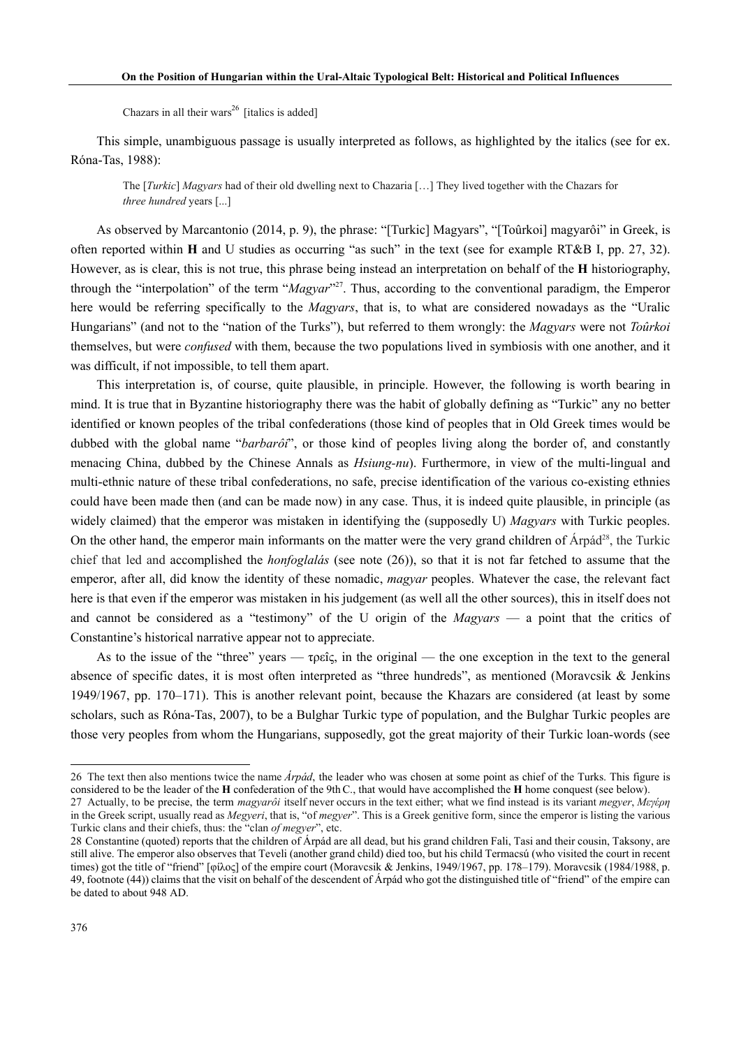Chazars in all their wars[26] [italics is added]

This simple, unambiguous passage is usually interpreted as follows, as highlighted by the italics (see for ex. Róna-Tas, 1988):

> The [*Turkic*] *Magyars* had of their old dwelling next to Chazaria […] They lived together with the Chazars for *three hundred* years [...]

As observed by Marcantonio (2014, p. 9), the phrase: "[Turkic] Magyars", "[Toûrkoi] magyarôi" in Greek, is often reported within **H** and U studies as occurring "as such" in the text (see for example RT&B I, pp. 27, 32). However, as is clear, this is not true, this phrase being instead an interpretation on behalf of the **H** historiography, through the "interpolation" of the term "*Magyar*"[27]. Thus, according to the conventional paradigm, the Emperor here would be referring specifically to the *Magyars*, that is, to what are considered nowadays as the "Uralic Hungarians" (and not to the "nation of the Turks"), but referred to them wrongly: the *Magyars* were not *Toûrkoi* themselves, but were *confused* with them, because the two populations lived in symbiosis with one another, and it was difficult, if not impossible, to tell them apart.

This interpretation is, of course, quite plausible, in principle. However, the following is worth bearing in mind. It is true that in Byzantine historiography there was the habit of globally defining as "Turkic" any no better identified or known peoples of the tribal confederations (those kind of peoples that in Old Greek times would be dubbed with the global name "*barbarôi*", or those kind of peoples living along the border of, and constantly menacing China, dubbed by the Chinese Annals as *Hsiung-nu*). Furthermore, in view of the multi-lingual and multi-ethnic nature of these tribal confederations, no safe, precise identification of the various co-existing ethnies could have been made then (and can be made now) in any case. Thus, it is indeed quite plausible, in principle (as widely claimed) that the emperor was mistaken in identifying the (supposedly U) *Magyars* with Turkic peoples. On the other hand, the emperor main informants on the matter were the very grand children of Árpád[28], the Turkic chief that led and accomplished the *honfoglalás* (see note (26)), so that it is not far fetched to assume that the emperor, after all, did know the identity of these nomadic, *magyar* peoples. Whatever the case, the relevant fact here is that even if the emperor was mistaken in his judgement (as well all the other sources), this in itself does not and cannot be considered as a "testimony" of the U origin of the *Magyars* — a point that the critics of Constantine's historical narrative appear not to appreciate.

As to the issue of the "three" years — τρεῖς, in the original — the one exception in the text to the general absence of specific dates, it is most often interpreted as "three hundreds", as mentioned (Moravcsik & Jenkins 1949/1967, pp. 170–171). This is another relevant point, because the Khazars are considered (at least by some scholars, such as Róna-Tas, 2007), to be a Bulghar Turkic type of population, and the Bulghar Turkic peoples are those very peoples from whom the Hungarians, supposedly, got the great majority of their Turkic loan-words (see

---

26 The text then also mentions twice the name *Árpád*, the leader who was chosen at some point as chief of the Turks. This figure is considered to be the leader of the **H** confederation of the 9th C., that would have accomplished the **H** home conquest (see below).

27 Actually, to be precise, the term *magyarôi* itself never occurs in the text either; what we find instead is its variant *megyer*, *Μεγέρη* in the Greek script, usually read as *Megyeri*, that is, "of *megyer*". This is a Greek genitive form, since the emperor is listing the various Turkic clans and their chiefs, thus: the "clan *of megyer*", etc.

28 Constantine (quoted) reports that the children of Árpád are all dead, but his grand children Fali, Tasi and their cousin, Taksony, are still alive. The emperor also observes that Teveli (another grand child) died too, but his child Termacsú (who visited the court in recent times) got the title of "friend" [φίλος] of the empire court (Moravcsik & Jenkins, 1949/1967, pp. 178–179). Moravcsik (1984/1988, p. 49, footnote (44)) claims that the visit on behalf of the descendent of Árpád who got the distinguished title of "friend" of the empire can be dated to about 948 AD.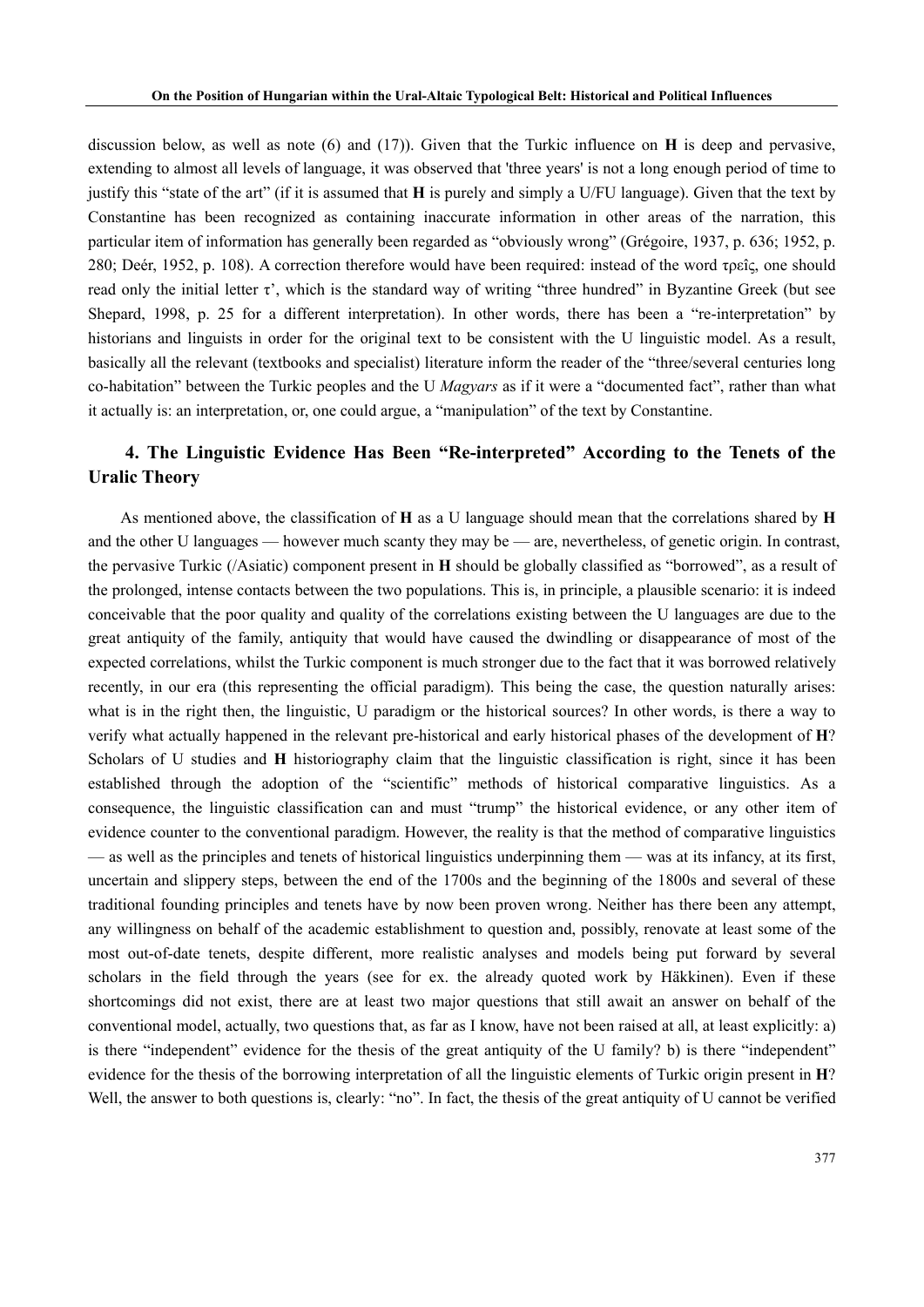discussion below, as well as note (6) and (17)). Given that the Turkic influence on **H** is deep and pervasive, extending to almost all levels of language, it was observed that 'three years' is not a long enough period of time to justify this "state of the art" (if it is assumed that **H** is purely and simply a U/FU language). Given that the text by Constantine has been recognized as containing inaccurate information in other areas of the narration, this particular item of information has generally been regarded as "obviously wrong" (Grégoire, 1937, p. 636; 1952, p. 280; Deér, 1952, p. 108). A correction therefore would have been required: instead of the word τρεῖς, one should read only the initial letter τ', which is the standard way of writing "three hundred" in Byzantine Greek (but see Shepard, 1998, p. 25 for a different interpretation). In other words, there has been a "re-interpretation" by historians and linguists in order for the original text to be consistent with the U linguistic model. As a result, basically all the relevant (textbooks and specialist) literature inform the reader of the "three/several centuries long co-habitation" between the Turkic peoples and the U *Magyars* as if it were a "documented fact", rather than what it actually is: an interpretation, or, one could argue, a "manipulation" of the text by Constantine.

## 4. The Linguistic Evidence Has Been "Re-interpreted" According to the Tenets of the Uralic Theory

As mentioned above, the classification of **H** as a U language should mean that the correlations shared by **H** and the other U languages — however much scanty they may be — are, nevertheless, of genetic origin. In contrast, the pervasive Turkic (/Asiatic) component present in **H** should be globally classified as "borrowed", as a result of the prolonged, intense contacts between the two populations. This is, in principle, a plausible scenario: it is indeed conceivable that the poor quality and quality of the correlations existing between the U languages are due to the great antiquity of the family, antiquity that would have caused the dwindling or disappearance of most of the expected correlations, whilst the Turkic component is much stronger due to the fact that it was borrowed relatively recently, in our era (this representing the official paradigm). This being the case, the question naturally arises: what is in the right then, the linguistic, U paradigm or the historical sources? In other words, is there a way to verify what actually happened in the relevant pre-historical and early historical phases of the development of **H**? Scholars of U studies and **H** historiography claim that the linguistic classification is right, since it has been established through the adoption of the "scientific" methods of historical comparative linguistics. As a consequence, the linguistic classification can and must "trump" the historical evidence, or any other item of evidence counter to the conventional paradigm. However, the reality is that the method of comparative linguistics — as well as the principles and tenets of historical linguistics underpinning them — was at its infancy, at its first, uncertain and slippery steps, between the end of the 1700s and the beginning of the 1800s and several of these traditional founding principles and tenets have by now been proven wrong. Neither has there been any attempt, any willingness on behalf of the academic establishment to question and, possibly, renovate at least some of the most out-of-date tenets, despite different, more realistic analyses and models being put forward by several scholars in the field through the years (see for ex. the already quoted work by Häkkinen). Even if these shortcomings did not exist, there are at least two major questions that still await an answer on behalf of the conventional model, actually, two questions that, as far as I know, have not been raised at all, at least explicitly: a) is there "independent" evidence for the thesis of the great antiquity of the U family? b) is there "independent" evidence for the thesis of the borrowing interpretation of all the linguistic elements of Turkic origin present in **H**? Well, the answer to both questions is, clearly: "no". In fact, the thesis of the great antiquity of U cannot be verified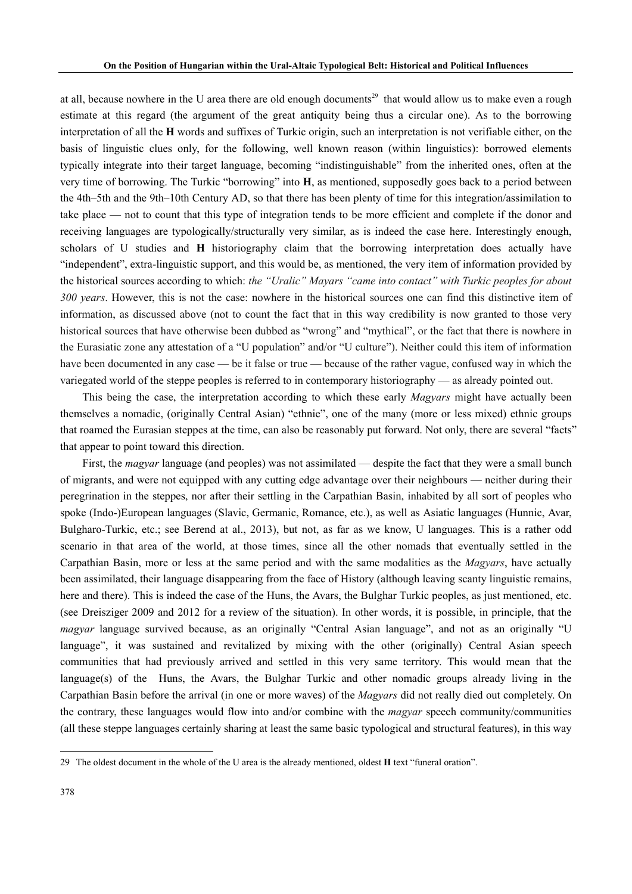at all, because nowhere in the U area there are old enough documents[29] that would allow us to make even a rough estimate at this regard (the argument of the great antiquity being thus a circular one). As to the borrowing interpretation of all the **H** words and suffixes of Turkic origin, such an interpretation is not verifiable either, on the basis of linguistic clues only, for the following, well known reason (within linguistics): borrowed elements typically integrate into their target language, becoming "indistinguishable" from the inherited ones, often at the very time of borrowing. The Turkic "borrowing" into **H**, as mentioned, supposedly goes back to a period between the 4th–5th and the 9th–10th Century AD, so that there has been plenty of time for this integration/assimilation to take place — not to count that this type of integration tends to be more efficient and complete if the donor and receiving languages are typologically/structurally very similar, as is indeed the case here. Interestingly enough, scholars of U studies and **H** historiography claim that the borrowing interpretation does actually have "independent", extra-linguistic support, and this would be, as mentioned, the very item of information provided by the historical sources according to which: *the "Uralic" Mayars "came into contact" with Turkic peoples for about 300 years*. However, this is not the case: nowhere in the historical sources one can find this distinctive item of information, as discussed above (not to count the fact that in this way credibility is now granted to those very historical sources that have otherwise been dubbed as "wrong" and "mythical", or the fact that there is nowhere in the Eurasiatic zone any attestation of a "U population" and/or "U culture"). Neither could this item of information have been documented in any case — be it false or true — because of the rather vague, confused way in which the variegated world of the steppe peoples is referred to in contemporary historiography — as already pointed out.

This being the case, the interpretation according to which these early *Magyars* might have actually been themselves a nomadic, (originally Central Asian) "ethnie", one of the many (more or less mixed) ethnic groups that roamed the Eurasian steppes at the time, can also be reasonably put forward. Not only, there are several "facts" that appear to point toward this direction.

First, the *magyar* language (and peoples) was not assimilated — despite the fact that they were a small bunch of migrants, and were not equipped with any cutting edge advantage over their neighbours — neither during their peregrination in the steppes, nor after their settling in the Carpathian Basin, inhabited by all sort of peoples who spoke (Indo-)European languages (Slavic, Germanic, Romance, etc.), as well as Asiatic languages (Hunnic, Avar, Bulgharo-Turkic, etc.; see Berend at al., 2013), but not, as far as we know, U languages. This is a rather odd scenario in that area of the world, at those times, since all the other nomads that eventually settled in the Carpathian Basin, more or less at the same period and with the same modalities as the *Magyars*, have actually been assimilated, their language disappearing from the face of History (although leaving scanty linguistic remains, here and there). This is indeed the case of the Huns, the Avars, the Bulghar Turkic peoples, as just mentioned, etc. (see Dreisziger 2009 and 2012 for a review of the situation). In other words, it is possible, in principle, that the *magyar* language survived because, as an originally "Central Asian language", and not as an originally "U language", it was sustained and revitalized by mixing with the other (originally) Central Asian speech communities that had previously arrived and settled in this very same territory. This would mean that the language(s) of the Huns, the Avars, the Bulghar Turkic and other nomadic groups already living in the Carpathian Basin before the arrival (in one or more waves) of the *Magyars* did not really died out completely. On the contrary, these languages would flow into and/or combine with the *magyar* speech community/communities (all these steppe languages certainly sharing at least the same basic typological and structural features), in this way

---

29 The oldest document in the whole of the U area is the already mentioned, oldest **H** text "funeral oration".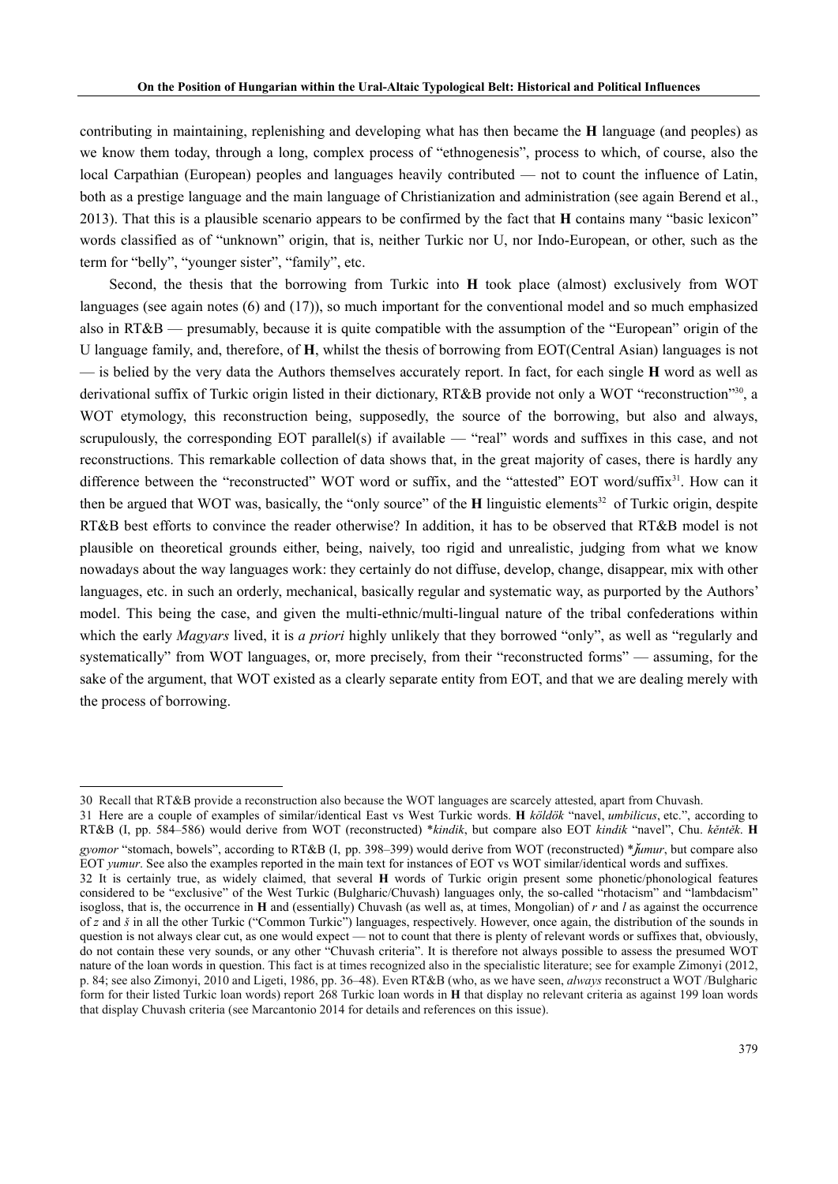contributing in maintaining, replenishing and developing what has then became the **H** language (and peoples) as we know them today, through a long, complex process of "ethnogenesis", process to which, of course, also the local Carpathian (European) peoples and languages heavily contributed — not to count the influence of Latin, both as a prestige language and the main language of Christianization and administration (see again Berend et al., 2013). That this is a plausible scenario appears to be confirmed by the fact that **H** contains many "basic lexicon" words classified as of "unknown" origin, that is, neither Turkic nor U, nor Indo-European, or other, such as the term for "belly", "younger sister", "family", etc.

Second, the thesis that the borrowing from Turkic into **H** took place (almost) exclusively from WOT languages (see again notes (6) and (17)), so much important for the conventional model and so much emphasized also in RT&B — presumably, because it is quite compatible with the assumption of the "European" origin of the U language family, and, therefore, of **H**, whilst the thesis of borrowing from EOT(Central Asian) languages is not — is belied by the very data the Authors themselves accurately report. In fact, for each single **H** word as well as derivational suffix of Turkic origin listed in their dictionary, RT&B provide not only a WOT "reconstruction"[30], a WOT etymology, this reconstruction being, supposedly, the source of the borrowing, but also and always, scrupulously, the corresponding EOT parallel(s) if available — "real" words and suffixes in this case, and not reconstructions. This remarkable collection of data shows that, in the great majority of cases, there is hardly any difference between the "reconstructed" WOT word or suffix, and the "attested" EOT word/suffix[31]. How can it then be argued that WOT was, basically, the "only source" of the **H** linguistic elements[32] of Turkic origin, despite RT&B best efforts to convince the reader otherwise? In addition, it has to be observed that RT&B model is not plausible on theoretical grounds either, being, naively, too rigid and unrealistic, judging from what we know nowadays about the way languages work: they certainly do not diffuse, develop, change, disappear, mix with other languages, etc. in such an orderly, mechanical, basically regular and systematic way, as purported by the Authors' model. This being the case, and given the multi-ethnic/multi-lingual nature of the tribal confederations within which the early *Magyars* lived, it is *a priori* highly unlikely that they borrowed "only", as well as "regularly and systematically" from WOT languages, or, more precisely, from their "reconstructed forms" — assuming, for the sake of the argument, that WOT existed as a clearly separate entity from EOT, and that we are dealing merely with the process of borrowing.

---

30 Recall that RT&B provide a reconstruction also because the WOT languages are scarcely attested, apart from Chuvash.

31 Here are a couple of examples of similar/identical East vs West Turkic words. **H** *köldök* "navel, *umbilicus*, etc.", according to RT&B (I, pp. 584–586) would derive from WOT (reconstructed) \**kindik*, but compare also EOT *kindik* "navel", Chu. *kĕntĕk*. **H** *gyomor* "stomach, bowels", according to RT&B (I, pp. 398–399) would derive from WOT (reconstructed) \**ǰumur*, but compare also EOT *yumur*. See also the examples reported in the main text for instances of EOT vs WOT similar/identical words and suffixes.

32 It is certainly true, as widely claimed, that several **H** words of Turkic origin present some phonetic/phonological features considered to be "exclusive" of the West Turkic (Bulgharic/Chuvash) languages only, the so-called "rhotacism" and "lambdacism" isogloss, that is, the occurrence in **H** and (essentially) Chuvash (as well as, at times, Mongolian) of *r* and *l* as against the occurrence of *z* and *š* in all the other Turkic ("Common Turkic") languages, respectively. However, once again, the distribution of the sounds in question is not always clear cut, as one would expect — not to count that there is plenty of relevant words or suffixes that, obviously, do not contain these very sounds, or any other "Chuvash criteria". It is therefore not always possible to assess the presumed WOT nature of the loan words in question. This fact is at times recognized also in the specialistic literature; see for example Zimonyi (2012, p. 84; see also Zimonyi, 2010 and Ligeti, 1986, pp. 36–48). Even RT&B (who, as we have seen, *always* reconstruct a WOT /Bulgharic form for their listed Turkic loan words) report 268 Turkic loan words in **H** that display no relevant criteria as against 199 loan words that display Chuvash criteria (see Marcantonio 2014 for details and references on this issue).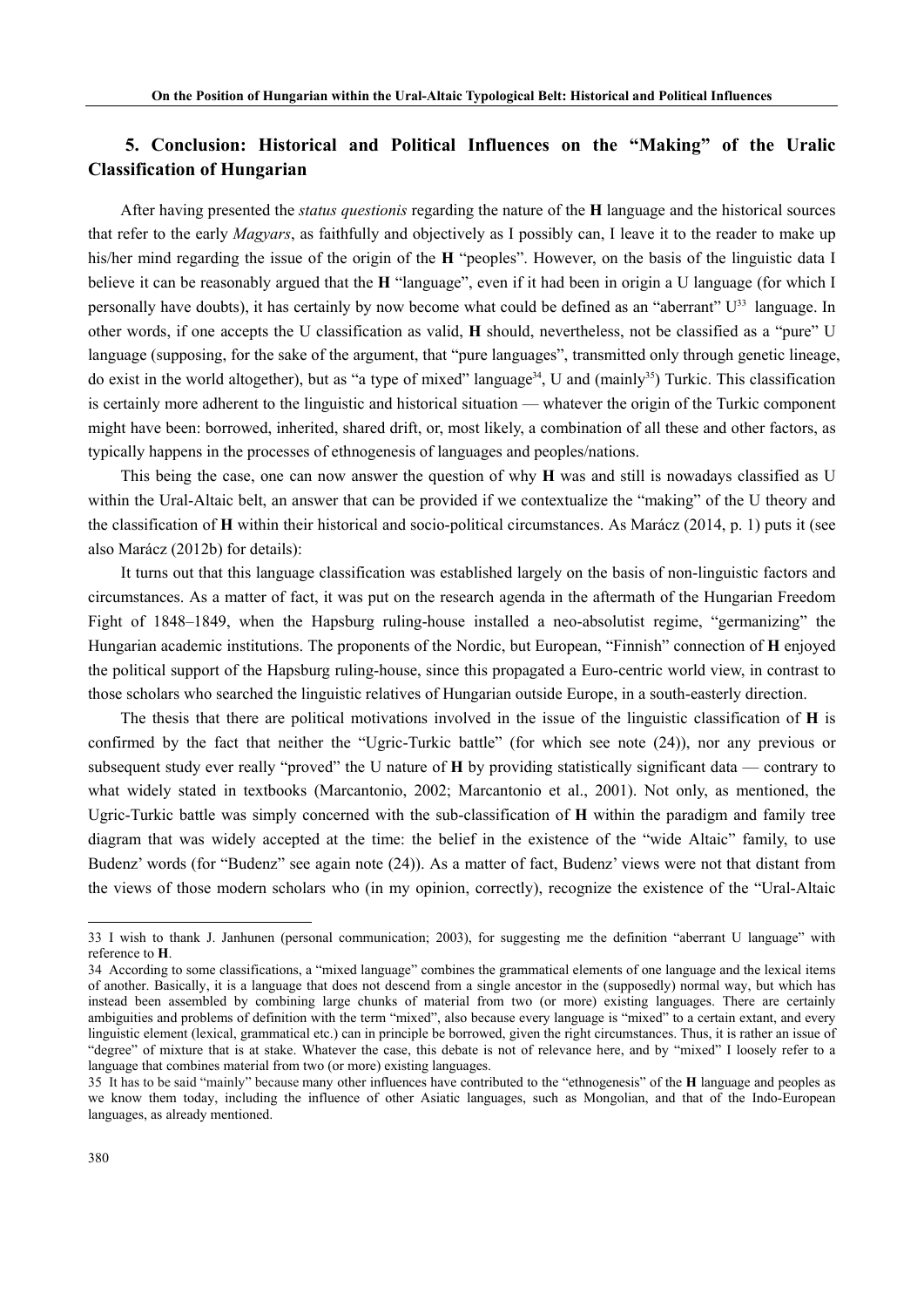## 5. Conclusion: Historical and Political Influences on the "Making" of the Uralic Classification of Hungarian

After having presented the *status questionis* regarding the nature of the **H** language and the historical sources that refer to the early *Magyars*, as faithfully and objectively as I possibly can, I leave it to the reader to make up his/her mind regarding the issue of the origin of the **H** "peoples". However, on the basis of the linguistic data I believe it can be reasonably argued that the **H** "language", even if it had been in origin a U language (for which I personally have doubts), it has certainly by now become what could be defined as an "aberrant" U[33] language. In other words, if one accepts the U classification as valid, **H** should, nevertheless, not be classified as a "pure" U language (supposing, for the sake of the argument, that "pure languages", transmitted only through genetic lineage, do exist in the world altogether), but as "a type of mixed" language[34], U and (mainly[35]) Turkic. This classification is certainly more adherent to the linguistic and historical situation — whatever the origin of the Turkic component might have been: borrowed, inherited, shared drift, or, most likely, a combination of all these and other factors, as typically happens in the processes of ethnogenesis of languages and peoples/nations.

This being the case, one can now answer the question of why **H** was and still is nowadays classified as U within the Ural-Altaic belt, an answer that can be provided if we contextualize the "making" of the U theory and the classification of **H** within their historical and socio-political circumstances. As Marácz (2014, p. 1) puts it (see also Marácz (2012b) for details):

It turns out that this language classification was established largely on the basis of non-linguistic factors and circumstances. As a matter of fact, it was put on the research agenda in the aftermath of the Hungarian Freedom Fight of 1848–1849, when the Hapsburg ruling-house installed a neo-absolutist regime, "germanizing" the Hungarian academic institutions. The proponents of the Nordic, but European, "Finnish" connection of **H** enjoyed the political support of the Hapsburg ruling-house, since this propagated a Euro-centric world view, in contrast to those scholars who searched the linguistic relatives of Hungarian outside Europe, in a south-easterly direction.

The thesis that there are political motivations involved in the issue of the linguistic classification of **H** is confirmed by the fact that neither the "Ugric-Turkic battle" (for which see note (24)), nor any previous or subsequent study ever really "proved" the U nature of **H** by providing statistically significant data — contrary to what widely stated in textbooks (Marcantonio, 2002; Marcantonio et al., 2001). Not only, as mentioned, the Ugric-Turkic battle was simply concerned with the sub-classification of **H** within the paradigm and family tree diagram that was widely accepted at the time: the belief in the existence of the "wide Altaic" family, to use Budenz' words (for "Budenz" see again note (24)). As a matter of fact, Budenz' views were not that distant from the views of those modern scholars who (in my opinion, correctly), recognize the existence of the "Ural-Altaic

---

33 I wish to thank J. Janhunen (personal communication; 2003), for suggesting me the definition "aberrant U language" with reference to **H**.

34 According to some classifications, a "mixed language" combines the grammatical elements of one language and the lexical items of another. Basically, it is a language that does not descend from a single ancestor in the (supposedly) normal way, but which has instead been assembled by combining large chunks of material from two (or more) existing languages. There are certainly ambiguities and problems of definition with the term "mixed", also because every language is "mixed" to a certain extant, and every linguistic element (lexical, grammatical etc.) can in principle be borrowed, given the right circumstances. Thus, it is rather an issue of "degree" of mixture that is at stake. Whatever the case, this debate is not of relevance here, and by "mixed" I loosely refer to a language that combines material from two (or more) existing languages.

35 It has to be said "mainly" because many other influences have contributed to the "ethnogenesis" of the **H** language and peoples as we know them today, including the influence of other Asiatic languages, such as Mongolian, and that of the Indo-European languages, as already mentioned.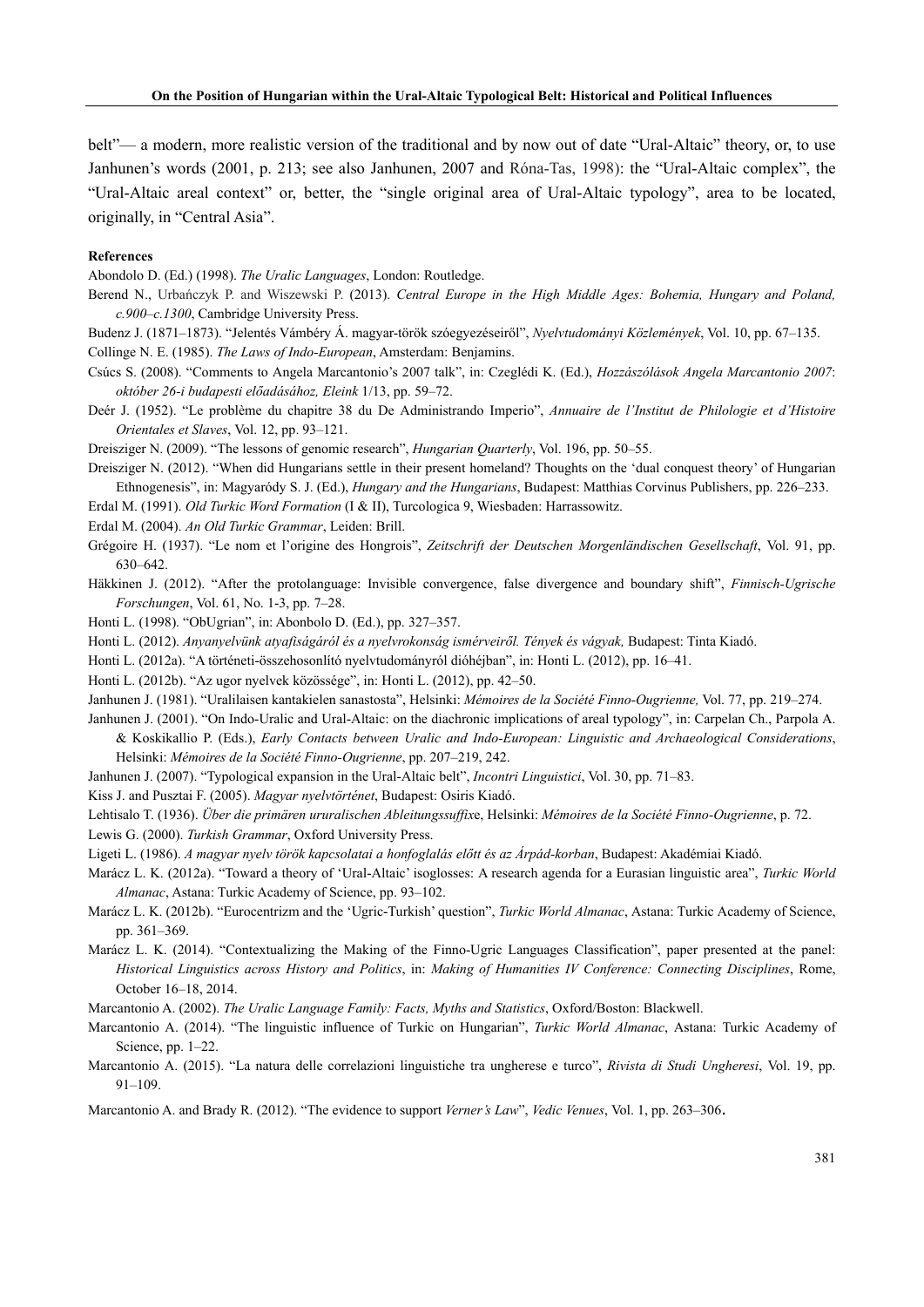belt"— a modern, more realistic version of the traditional and by now out of date "Ural-Altaic" theory, or, to use Janhunen's words (2001, p. 213; see also Janhunen, 2007 and Róna-Tas, 1998): the "Ural-Altaic complex", the "Ural-Altaic areal context" or, better, the "single original area of Ural-Altaic typology", area to be located, originally, in "Central Asia".

**References**

Abondolo D. (Ed.) (1998). *The Uralic Languages*, London: Routledge.

Berend N., Urbańczyk P. and Wiszewski P. (2013). *Central Europe in the High Middle Ages: Bohemia, Hungary and Poland, c.900–c.1300*, Cambridge University Press.

Budenz J. (1871–1873). "Jelentés Vámbéry Á. magyar-török szóegyezéseiről", *Nyelvtudományi Közlemények*, Vol. 10, pp. 67–135.

Collinge N. E. (1985). *The Laws of Indo-European*, Amsterdam: Benjamins.

Csúcs S. (2008). "Comments to Angela Marcantonio's 2007 talk", in: Czeglédi K. (Ed.), *Hozzászólások Angela Marcantonio 2007: október 26-i budapesti előadásához, Eleink* 1/13, pp. 59–72.

Deér J. (1952). "Le problème du chapitre 38 du De Administrando Imperio", *Annuaire de l'Institut de Philologie et d'Histoire Orientales et Slaves*, Vol. 12, pp. 93–121.

Dreisziger N. (2009). "The lessons of genomic research", *Hungarian Quarterly*, Vol. 196, pp. 50–55.

Dreisziger N. (2012). "When did Hungarians settle in their present homeland? Thoughts on the 'dual conquest theory' of Hungarian Ethnogenesis", in: Magyaródy S. J. (Ed.), *Hungary and the Hungarians*, Budapest: Matthias Corvinus Publishers, pp. 226–233.

Erdal M. (1991). *Old Turkic Word Formation* (I & II), Turcologica 9, Wiesbaden: Harrassowitz.

Erdal M. (2004). *An Old Turkic Grammar*, Leiden: Brill.

Grégoire H. (1937). "Le nom et l'origine des Hongrois", *Zeitschrift der Deutschen Morgenländischen Gesellschaft*, Vol. 91, pp. 630–642.

Häkkinen J. (2012). "After the protolanguage: Invisible convergence, false divergence and boundary shift", *Finnisch-Ugrische Forschungen*, Vol. 61, No. 1-3, pp. 7–28.

Honti L. (1998). "ObUgrian", in: Abonbolo D. (Ed.), pp. 327–357.

Honti L. (2012). *Anyanyelvünk atyafiságáról és a nyelvrokonság ismérveiről. Tények és vágyak,* Budapest: Tinta Kiadó.

Honti L. (2012a). "A történeti-összehosonlító nyelvtudományról dióhéjban", in: Honti L. (2012), pp. 16–41.

Honti L. (2012b). "Az ugor nyelvek közössége", in: Honti L. (2012), pp. 42–50.

Janhunen J. (1981). "Uralilaisen kantakielen sanastosta", Helsinki: *Mémoires de la Société Finno-Ougrienne,* Vol. 77, pp. 219–274.

Janhunen J. (2001). "On Indo-Uralic and Ural-Altaic: on the diachronic implications of areal typology", in: Carpelan Ch., Parpola A. & Koskikallio P. (Eds.), *Early Contacts between Uralic and Indo-European: Linguistic and Archaeological Considerations*, Helsinki: *Mémoires de la Société Finno-Ougrienne*, pp. 207–219, 242.

Janhunen J. (2007). "Typological expansion in the Ural-Altaic belt", *Incontri Linguistici*, Vol. 30, pp. 71–83.

Kiss J. and Pusztai F. (2005). *Magyar nyelvtörténet*, Budapest: Osiris Kiadó.

Lehtisalo T. (1936). *Über die primären ururalischen Ableitungssuffix*e, Helsinki: *Mémoires de la Société Finno-Ougrienne*, p. 72.

Lewis G. (2000). *Turkish Grammar*, Oxford University Press.

Ligeti L. (1986). *A magyar nyelv török kapcsolatai a honfoglalás előtt és az Árpád-korban*, Budapest: Akadémiai Kiadó.

Marácz L. K. (2012a). "Toward a theory of 'Ural-Altaic' isoglosses: A research agenda for a Eurasian linguistic area", *Turkic World Almanac*, Astana: Turkic Academy of Science, pp. 93–102.

Marácz L. K. (2012b). "Eurocentrizm and the 'Ugric-Turkish' question", *Turkic World Almanac*, Astana: Turkic Academy of Science, pp. 361–369.

Marácz L. K. (2014). "Contextualizing the Making of the Finno-Ugric Languages Classification", paper presented at the panel: *Historical Linguistics across History and Politics*, in: *Making of Humanities IV Conference: Connecting Disciplines*, Rome, October 16–18, 2014.

Marcantonio A. (2002). *The Uralic Language Family: Facts, Myths and Statistics*, Oxford/Boston: Blackwell.

Marcantonio A. (2014). "The linguistic influence of Turkic on Hungarian", *Turkic World Almanac*, Astana: Turkic Academy of Science, pp. 1–22.

Marcantonio A. (2015). "La natura delle correlazioni linguistiche tra ungherese e turco", *Rivista di Studi Ungheresi*, Vol. 19, pp. 91–109.

Marcantonio A. and Brady R. (2012). "The evidence to support *Verner's Law*", *Vedic Venues*, Vol. 1, pp. 263–306.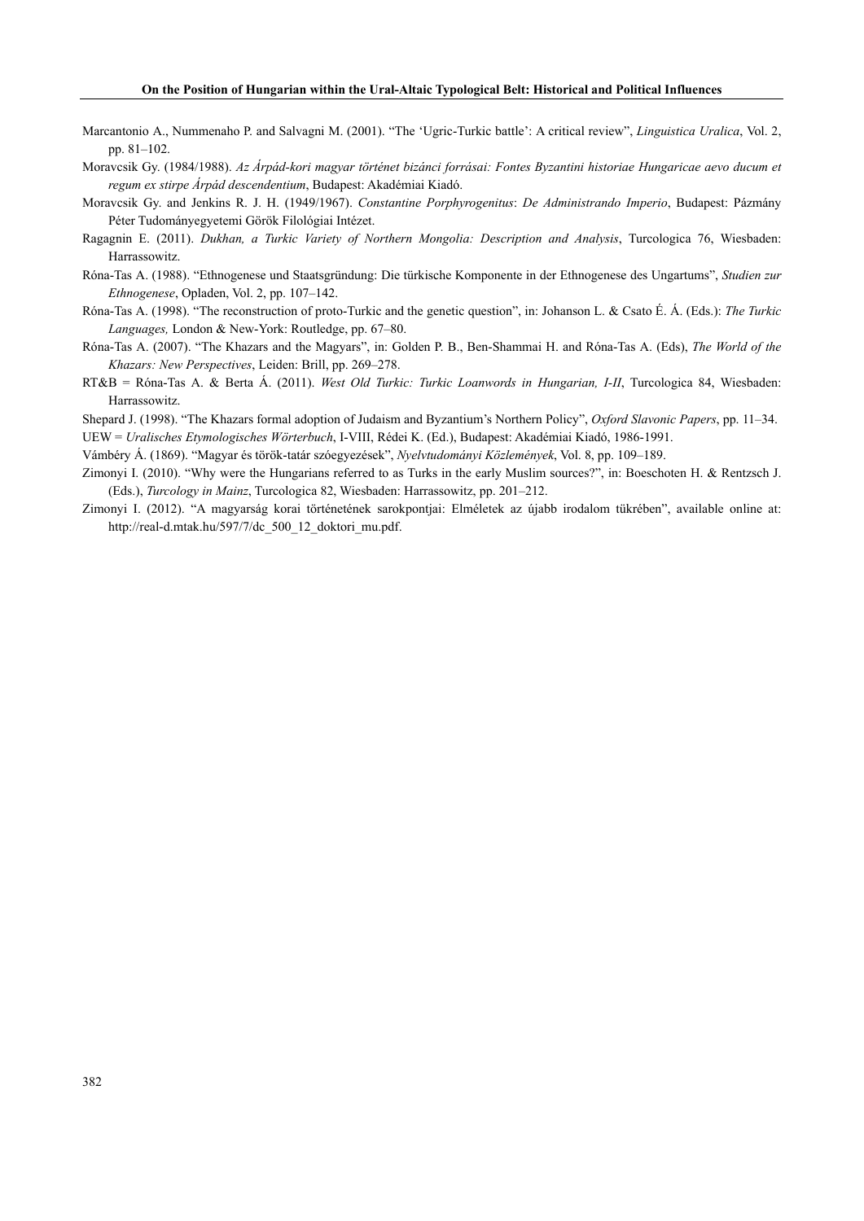Marcantonio A., Nummenaho P. and Salvagni M. (2001). "The 'Ugric-Turkic battle': A critical review", *Linguistica Uralica*, Vol. 2, pp. 81–102.

Moravcsik Gy. (1984/1988). *Az Árpád-kori magyar történet bizánci forrásai: Fontes Byzantini historiae Hungaricae aevo ducum et regum ex stirpe Árpád descendentium*, Budapest: Akadémiai Kiadó.

Moravcsik Gy. and Jenkins R. J. H. (1949/1967). *Constantine Porphyrogenitus*: *De Administrando Imperio*, Budapest: Pázmány Péter Tudományegyetemi Görök Filológiai Intézet.

Ragagnin E. (2011). *Dukhan, a Turkic Variety of Northern Mongolia: Description and Analysis*, Turcologica 76, Wiesbaden: Harrassowitz.

Róna-Tas A. (1988). "Ethnogenese und Staatsgründung: Die türkische Komponente in der Ethnogenese des Ungartums", *Studien zur Ethnogenese*, Opladen, Vol. 2, pp. 107–142.

Róna-Tas A. (1998). "The reconstruction of proto-Turkic and the genetic question", in: Johanson L. & Csato É. Á. (Eds.): *The Turkic Languages,* London & New-York: Routledge, pp. 67–80.

Róna-Tas A. (2007). "The Khazars and the Magyars", in: Golden P. B., Ben-Shammai H. and Róna-Tas A. (Eds), *The World of the Khazars: New Perspectives*, Leiden: Brill, pp. 269–278.

RT&B = Róna-Tas A. & Berta Á. (2011). *West Old Turkic: Turkic Loanwords in Hungarian, I-II*, Turcologica 84, Wiesbaden: Harrassowitz.

Shepard J. (1998). "The Khazars formal adoption of Judaism and Byzantium's Northern Policy", *Oxford Slavonic Papers*, pp. 11–34.

UEW = *Uralisches Etymologisches Wörterbuch*, I-VIII, Rédei K. (Ed.), Budapest: Akadémiai Kiadó, 1986-1991.

Vámbéry Á. (1869). "Magyar és török-tatár szóegyezések", *Nyelvtudományi Közlemények*, Vol. 8, pp. 109–189.

Zimonyi I. (2010). "Why were the Hungarians referred to as Turks in the early Muslim sources?", in: Boeschoten H. & Rentzsch J. (Eds.), *Turcology in Mainz*, Turcologica 82, Wiesbaden: Harrassowitz, pp. 201–212.

Zimonyi I. (2012). "A magyarság korai történetének sarokpontjai: Elméletek az újabb irodalom tükrében", available online at: http://real-d.mtak.hu/597/7/dc_500_12_doktori_mu.pdf.